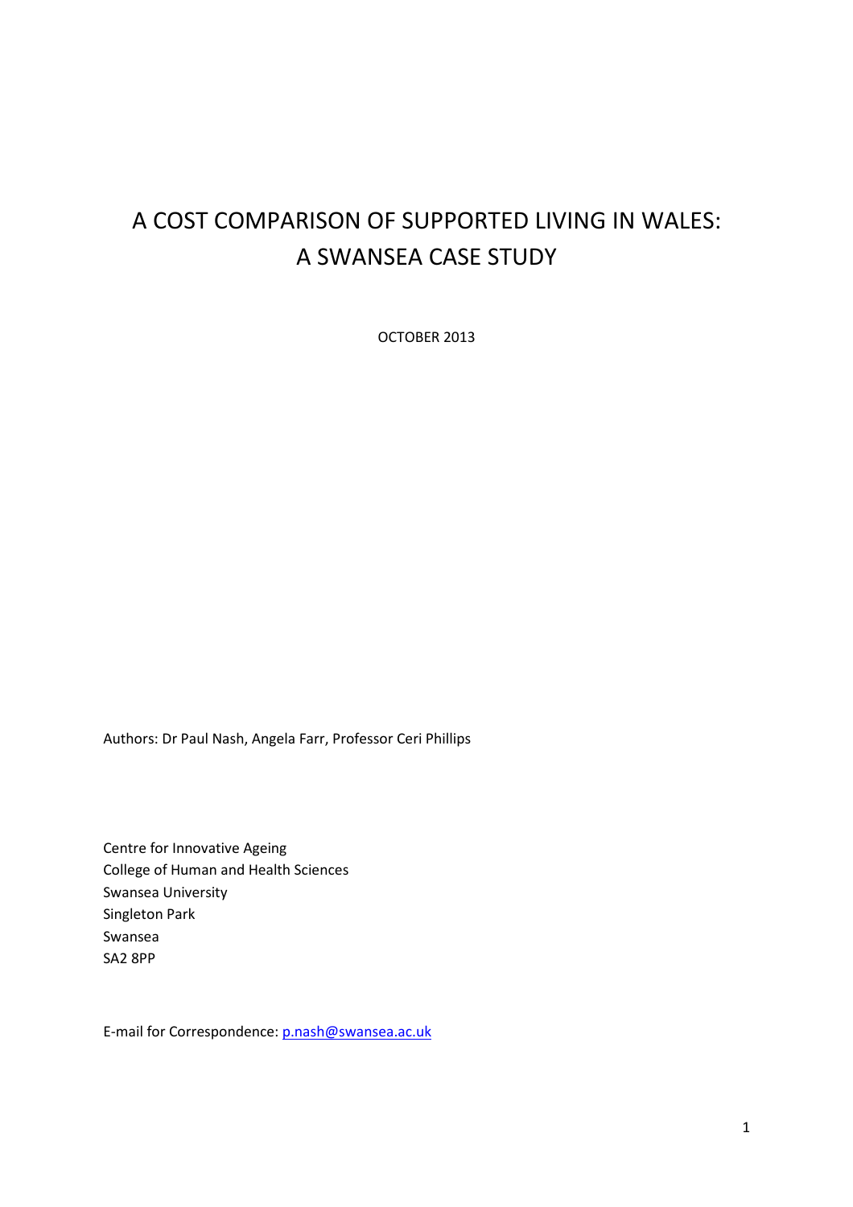# A COST COMPARISON OF SUPPORTED LIVING IN WALES: A SWANSEA CASE STUDY

OCTOBER 2013

Authors: Dr Paul Nash, Angela Farr, Professor Ceri Phillips

Centre for Innovative Ageing
College of Human and Health Sciences
Swansea University
Singleton Park
Swansea
SA2 8PP

E-mail for Correspondence: p.nash@swansea.ac.uk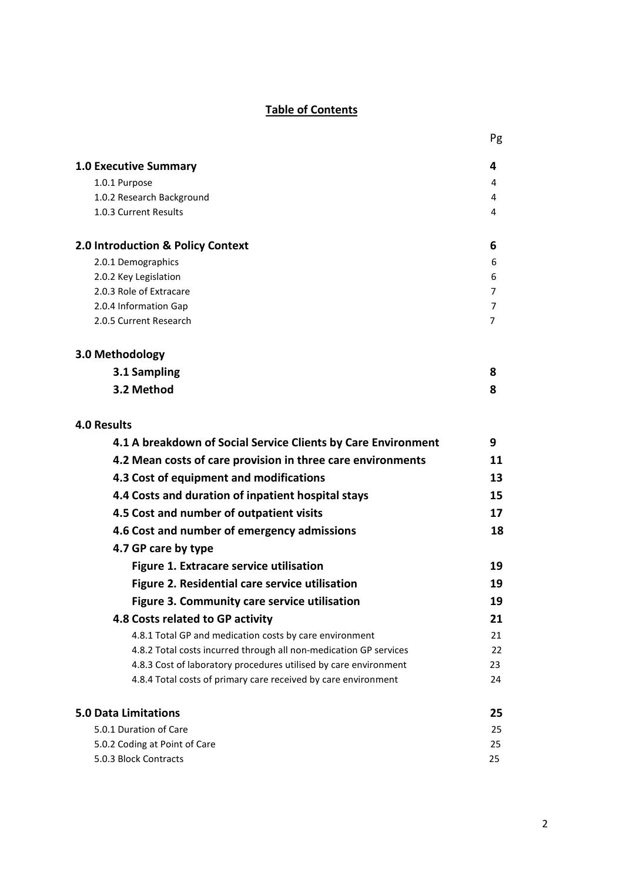## Table of Contents

| | Pg |
|---|---|
| **1.0 Executive Summary** | **4** |
| 1.0.1 Purpose | 4 |
| 1.0.2 Research Background | 4 |
| 1.0.3 Current Results | 4 |
| **2.0 Introduction & Policy Context** | **6** |
| 2.0.1 Demographics | 6 |
| 2.0.2 Key Legislation | 6 |
| 2.0.3 Role of Extracare | 7 |
| 2.0.4 Information Gap | 7 |
| 2.0.5 Current Research | 7 |
| **3.0 Methodology** | |
| **3.1 Sampling** | **8** |
| **3.2 Method** | **8** |
| **4.0 Results** | |
| **4.1 A breakdown of Social Service Clients by Care Environment** | **9** |
| **4.2 Mean costs of care provision in three care environments** | **11** |
| **4.3 Cost of equipment and modifications** | **13** |
| **4.4 Costs and duration of inpatient hospital stays** | **15** |
| **4.5 Cost and number of outpatient visits** | **17** |
| **4.6 Cost and number of emergency admissions** | **18** |
| **4.7 GP care by type** | |
| **Figure 1. Extracare service utilisation** | **19** |
| **Figure 2. Residential care service utilisation** | **19** |
| **Figure 3. Community care service utilisation** | **19** |
| **4.8 Costs related to GP activity** | **21** |
| 4.8.1 Total GP and medication costs by care environment | 21 |
| 4.8.2 Total costs incurred through all non-medication GP services | 22 |
| 4.8.3 Cost of laboratory procedures utilised by care environment | 23 |
| 4.8.4 Total costs of primary care received by care environment | 24 |
| **5.0 Data Limitations** | **25** |
| 5.0.1 Duration of Care | 25 |
| 5.0.2 Coding at Point of Care | 25 |
| 5.0.3 Block Contracts | 25 |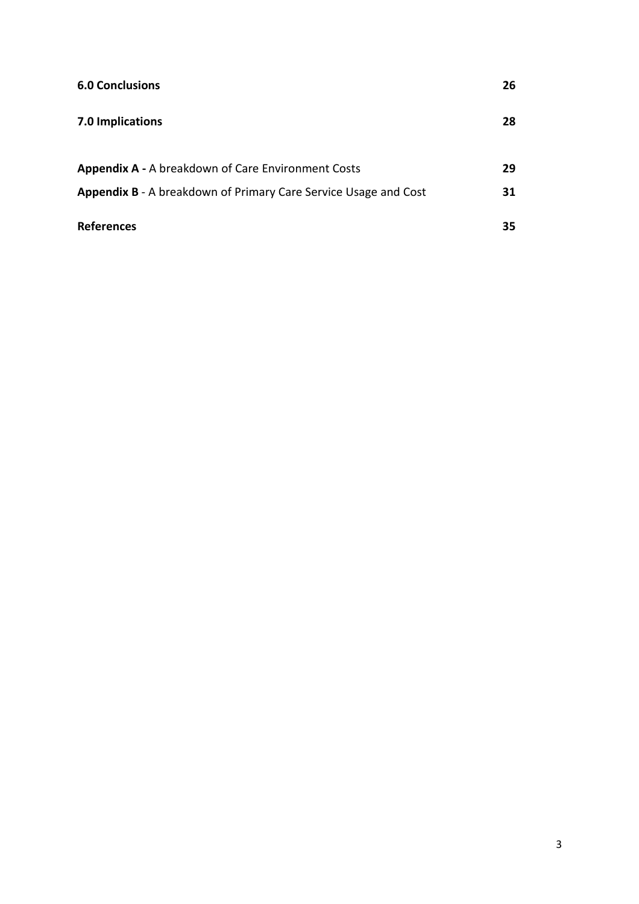| | |
|---|---|
| **6.0 Conclusions** | **26** |
| **7.0 Implications** | **28** |
| **Appendix A -** A breakdown of Care Environment Costs | **29** |
| **Appendix B** - A breakdown of Primary Care Service Usage and Cost | **31** |
| **References** | **35** |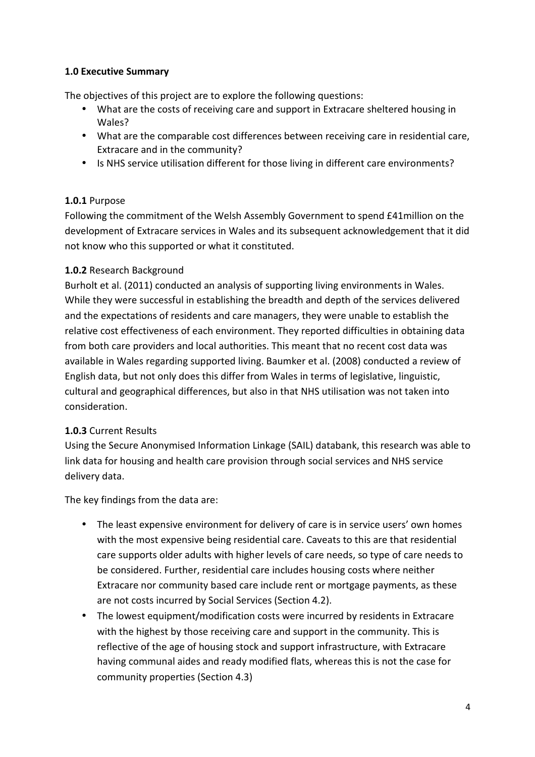## 1.0 Executive Summary

The objectives of this project are to explore the following questions:

- What are the costs of receiving care and support in Extracare sheltered housing in Wales?
- What are the comparable cost differences between receiving care in residential care, Extracare and in the community?
- Is NHS service utilisation different for those living in different care environments?

### 1.0.1 Purpose

Following the commitment of the Welsh Assembly Government to spend £41million on the development of Extracare services in Wales and its subsequent acknowledgement that it did not know who this supported or what it constituted.

### 1.0.2 Research Background

Burholt et al. (2011) conducted an analysis of supporting living environments in Wales. While they were successful in establishing the breadth and depth of the services delivered and the expectations of residents and care managers, they were unable to establish the relative cost effectiveness of each environment. They reported difficulties in obtaining data from both care providers and local authorities. This meant that no recent cost data was available in Wales regarding supported living. Baumker et al. (2008) conducted a review of English data, but not only does this differ from Wales in terms of legislative, linguistic, cultural and geographical differences, but also in that NHS utilisation was not taken into consideration.

### 1.0.3 Current Results

Using the Secure Anonymised Information Linkage (SAIL) databank, this research was able to link data for housing and health care provision through social services and NHS service delivery data.

The key findings from the data are:

- The least expensive environment for delivery of care is in service users' own homes with the most expensive being residential care. Caveats to this are that residential care supports older adults with higher levels of care needs, so type of care needs to be considered. Further, residential care includes housing costs where neither Extracare nor community based care include rent or mortgage payments, as these are not costs incurred by Social Services (Section 4.2).
- The lowest equipment/modification costs were incurred by residents in Extracare with the highest by those receiving care and support in the community. This is reflective of the age of housing stock and support infrastructure, with Extracare having communal aides and ready modified flats, whereas this is not the case for community properties (Section 4.3)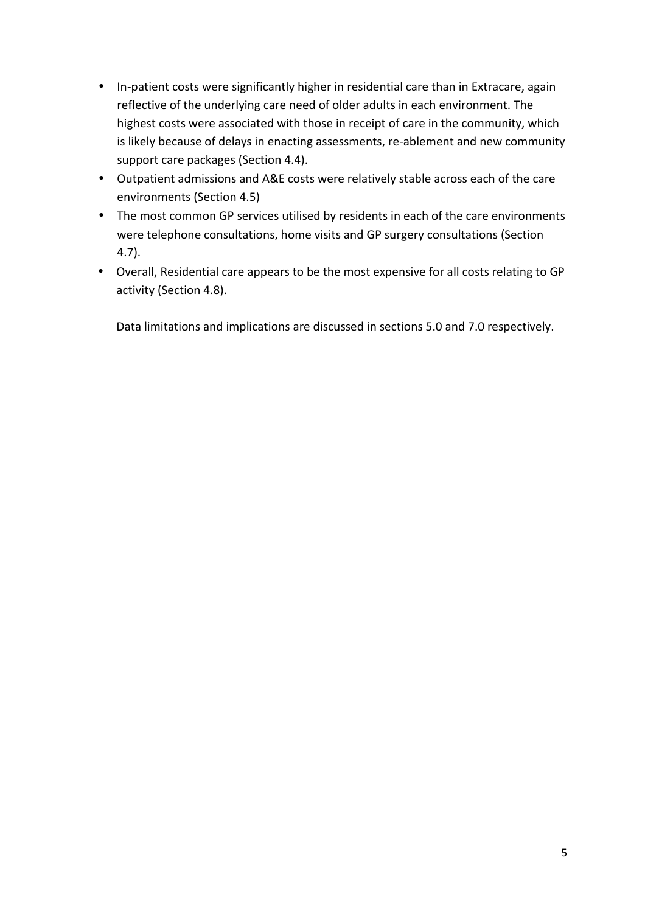- In-patient costs were significantly higher in residential care than in Extracare, again reflective of the underlying care need of older adults in each environment. The highest costs were associated with those in receipt of care in the community, which is likely because of delays in enacting assessments, re-ablement and new community support care packages (Section 4.4).
- Outpatient admissions and A&E costs were relatively stable across each of the care environments (Section 4.5)
- The most common GP services utilised by residents in each of the care environments were telephone consultations, home visits and GP surgery consultations (Section 4.7).
- Overall, Residential care appears to be the most expensive for all costs relating to GP activity (Section 4.8).

Data limitations and implications are discussed in sections 5.0 and 7.0 respectively.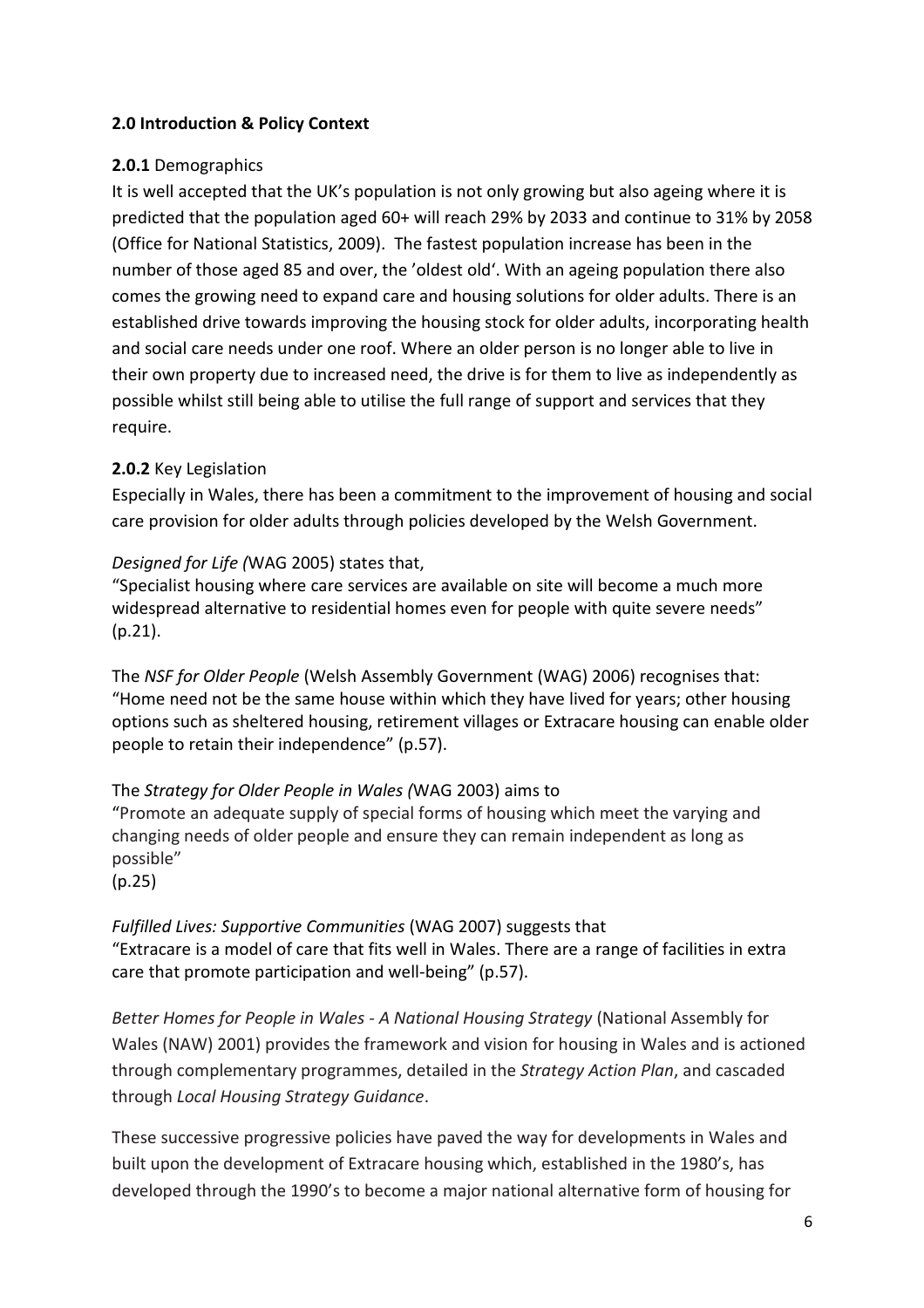## 2.0 Introduction & Policy Context

**2.0.1** Demographics

It is well accepted that the UK's population is not only growing but also ageing where it is predicted that the population aged 60+ will reach 29% by 2033 and continue to 31% by 2058 (Office for National Statistics, 2009). The fastest population increase has been in the number of those aged 85 and over, the 'oldest old'. With an ageing population there also comes the growing need to expand care and housing solutions for older adults. There is an established drive towards improving the housing stock for older adults, incorporating health and social care needs under one roof. Where an older person is no longer able to live in their own property due to increased need, the drive is for them to live as independently as possible whilst still being able to utilise the full range of support and services that they require.

**2.0.2** Key Legislation

Especially in Wales, there has been a commitment to the improvement of housing and social care provision for older adults through policies developed by the Welsh Government.

*Designed for Life (*WAG 2005) states that,
"Specialist housing where care services are available on site will become a much more widespread alternative to residential homes even for people with quite severe needs" (p.21).

The *NSF for Older People* (Welsh Assembly Government (WAG) 2006) recognises that:
"Home need not be the same house within which they have lived for years; other housing options such as sheltered housing, retirement villages or Extracare housing can enable older people to retain their independence" (p.57).

The *Strategy for Older People in Wales (*WAG 2003) aims to
"Promote an adequate supply of special forms of housing which meet the varying and changing needs of older people and ensure they can remain independent as long as possible"
(p.25)

*Fulfilled Lives: Supportive Communities* (WAG 2007) suggests that
"Extracare is a model of care that fits well in Wales. There are a range of facilities in extra care that promote participation and well-being" (p.57).

*Better Homes for People in Wales - A National Housing Strategy* (National Assembly for Wales (NAW) 2001) provides the framework and vision for housing in Wales and is actioned through complementary programmes, detailed in the *Strategy Action Plan*, and cascaded through *Local Housing Strategy Guidance*.

These successive progressive policies have paved the way for developments in Wales and built upon the development of Extracare housing which, established in the 1980's, has developed through the 1990's to become a major national alternative form of housing for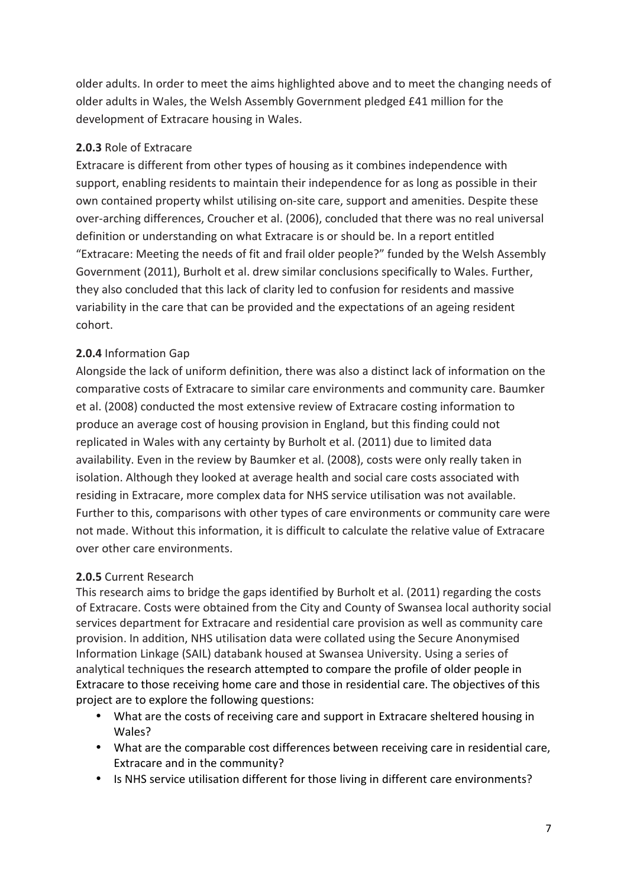older adults. In order to meet the aims highlighted above and to meet the changing needs of older adults in Wales, the Welsh Assembly Government pledged £41 million for the development of Extracare housing in Wales.

**2.0.3** Role of Extracare

Extracare is different from other types of housing as it combines independence with support, enabling residents to maintain their independence for as long as possible in their own contained property whilst utilising on-site care, support and amenities. Despite these over-arching differences, Croucher et al. (2006), concluded that there was no real universal definition or understanding on what Extracare is or should be. In a report entitled "Extracare: Meeting the needs of fit and frail older people?" funded by the Welsh Assembly Government (2011), Burholt et al. drew similar conclusions specifically to Wales. Further, they also concluded that this lack of clarity led to confusion for residents and massive variability in the care that can be provided and the expectations of an ageing resident cohort.

**2.0.4** Information Gap

Alongside the lack of uniform definition, there was also a distinct lack of information on the comparative costs of Extracare to similar care environments and community care. Baumker et al. (2008) conducted the most extensive review of Extracare costing information to produce an average cost of housing provision in England, but this finding could not replicated in Wales with any certainty by Burholt et al. (2011) due to limited data availability. Even in the review by Baumker et al. (2008), costs were only really taken in isolation. Although they looked at average health and social care costs associated with residing in Extracare, more complex data for NHS service utilisation was not available. Further to this, comparisons with other types of care environments or community care were not made. Without this information, it is difficult to calculate the relative value of Extracare over other care environments.

**2.0.5** Current Research

This research aims to bridge the gaps identified by Burholt et al. (2011) regarding the costs of Extracare. Costs were obtained from the City and County of Swansea local authority social services department for Extracare and residential care provision as well as community care provision. In addition, NHS utilisation data were collated using the Secure Anonymised Information Linkage (SAIL) databank housed at Swansea University. Using a series of analytical techniques the research attempted to compare the profile of older people in Extracare to those receiving home care and those in residential care. The objectives of this project are to explore the following questions:

- What are the costs of receiving care and support in Extracare sheltered housing in Wales?
- What are the comparable cost differences between receiving care in residential care, Extracare and in the community?
- Is NHS service utilisation different for those living in different care environments?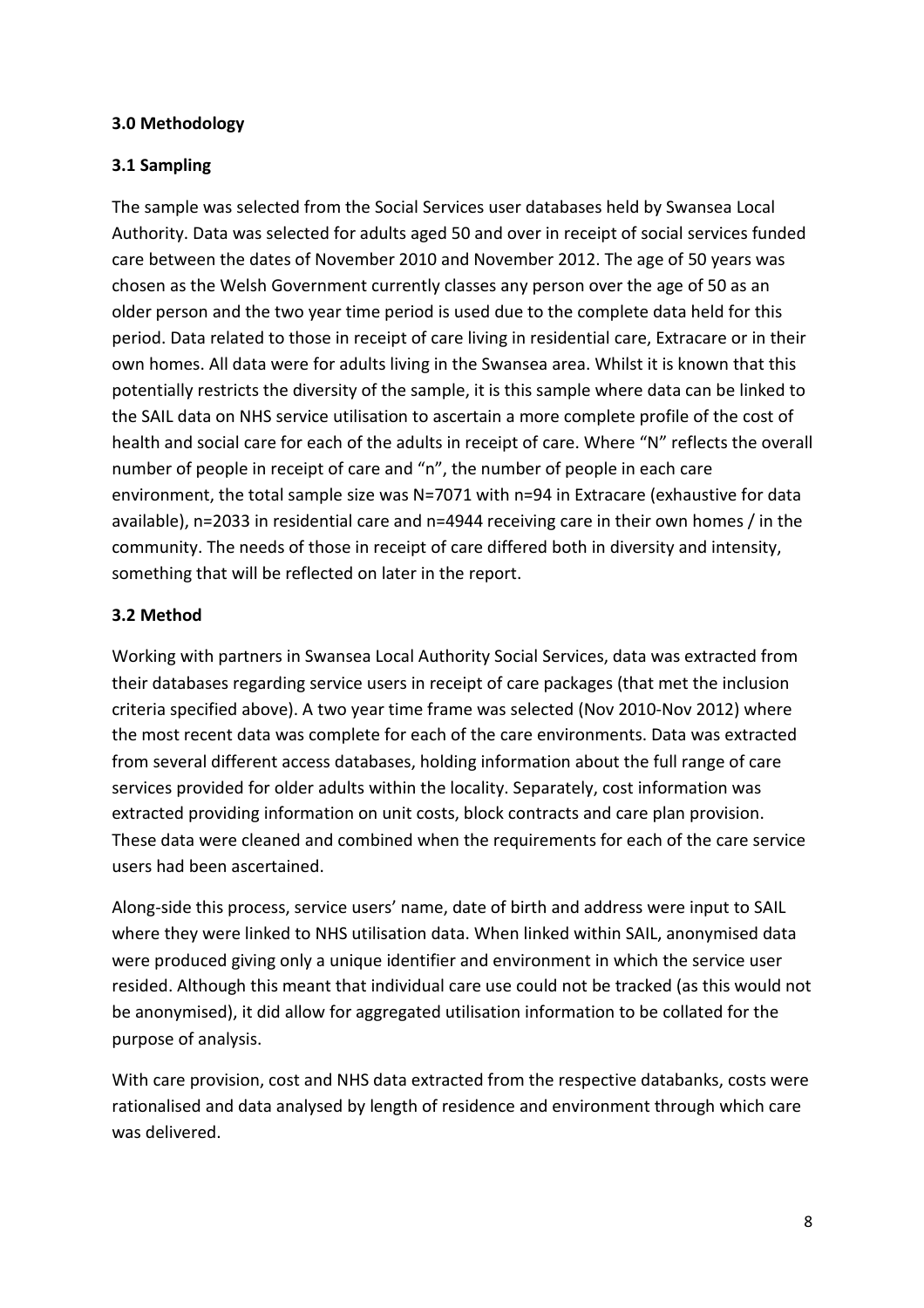## 3.0 Methodology

### 3.1 Sampling

The sample was selected from the Social Services user databases held by Swansea Local Authority. Data was selected for adults aged 50 and over in receipt of social services funded care between the dates of November 2010 and November 2012. The age of 50 years was chosen as the Welsh Government currently classes any person over the age of 50 as an older person and the two year time period is used due to the complete data held for this period. Data related to those in receipt of care living in residential care, Extracare or in their own homes. All data were for adults living in the Swansea area. Whilst it is known that this potentially restricts the diversity of the sample, it is this sample where data can be linked to the SAIL data on NHS service utilisation to ascertain a more complete profile of the cost of health and social care for each of the adults in receipt of care. Where "N" reflects the overall number of people in receipt of care and "n", the number of people in each care environment, the total sample size was N=7071 with n=94 in Extracare (exhaustive for data available), n=2033 in residential care and n=4944 receiving care in their own homes / in the community. The needs of those in receipt of care differed both in diversity and intensity, something that will be reflected on later in the report.

### 3.2 Method

Working with partners in Swansea Local Authority Social Services, data was extracted from their databases regarding service users in receipt of care packages (that met the inclusion criteria specified above). A two year time frame was selected (Nov 2010-Nov 2012) where the most recent data was complete for each of the care environments. Data was extracted from several different access databases, holding information about the full range of care services provided for older adults within the locality. Separately, cost information was extracted providing information on unit costs, block contracts and care plan provision. These data were cleaned and combined when the requirements for each of the care service users had been ascertained.

Along-side this process, service users' name, date of birth and address were input to SAIL where they were linked to NHS utilisation data. When linked within SAIL, anonymised data were produced giving only a unique identifier and environment in which the service user resided. Although this meant that individual care use could not be tracked (as this would not be anonymised), it did allow for aggregated utilisation information to be collated for the purpose of analysis.

With care provision, cost and NHS data extracted from the respective databanks, costs were rationalised and data analysed by length of residence and environment through which care was delivered.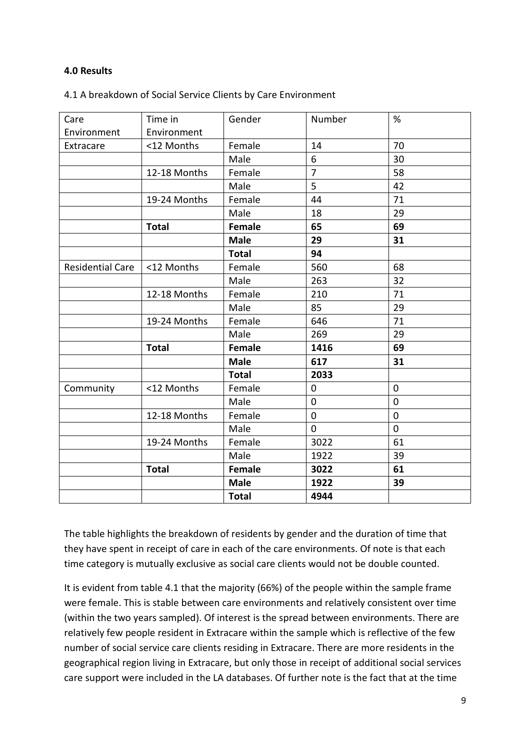**4.0 Results**

4.1 A breakdown of Social Service Clients by Care Environment

| Care Environment | Time in Environment | Gender | Number | % |
|---|---|---|---|---|
| Extracare | <12 Months | Female | 14 | 70 |
| | | Male | 6 | 30 |
| | 12-18 Months | Female | 7 | 58 |
| | | Male | 5 | 42 |
| | 19-24 Months | Female | 44 | 71 |
| | | Male | 18 | 29 |
| | **Total** | **Female** | **65** | **69** |
| | | **Male** | **29** | **31** |
| | | **Total** | **94** | |
| Residential Care | <12 Months | Female | 560 | 68 |
| | | Male | 263 | 32 |
| | 12-18 Months | Female | 210 | 71 |
| | | Male | 85 | 29 |
| | 19-24 Months | Female | 646 | 71 |
| | | Male | 269 | 29 |
| | **Total** | **Female** | **1416** | **69** |
| | | **Male** | **617** | **31** |
| | | **Total** | **2033** | |
| Community | <12 Months | Female | 0 | 0 |
| | | Male | 0 | 0 |
| | 12-18 Months | Female | 0 | 0 |
| | | Male | 0 | 0 |
| | 19-24 Months | Female | 3022 | 61 |
| | | Male | 1922 | 39 |
| | **Total** | **Female** | **3022** | **61** |
| | | **Male** | **1922** | **39** |
| | | **Total** | **4944** | |

The table highlights the breakdown of residents by gender and the duration of time that they have spent in receipt of care in each of the care environments. Of note is that each time category is mutually exclusive as social care clients would not be double counted.

It is evident from table 4.1 that the majority (66%) of the people within the sample frame were female. This is stable between care environments and relatively consistent over time (within the two years sampled). Of interest is the spread between environments. There are relatively few people resident in Extracare within the sample which is reflective of the few number of social service care clients residing in Extracare. There are more residents in the geographical region living in Extracare, but only those in receipt of additional social services care support were included in the LA databases. Of further note is the fact that at the time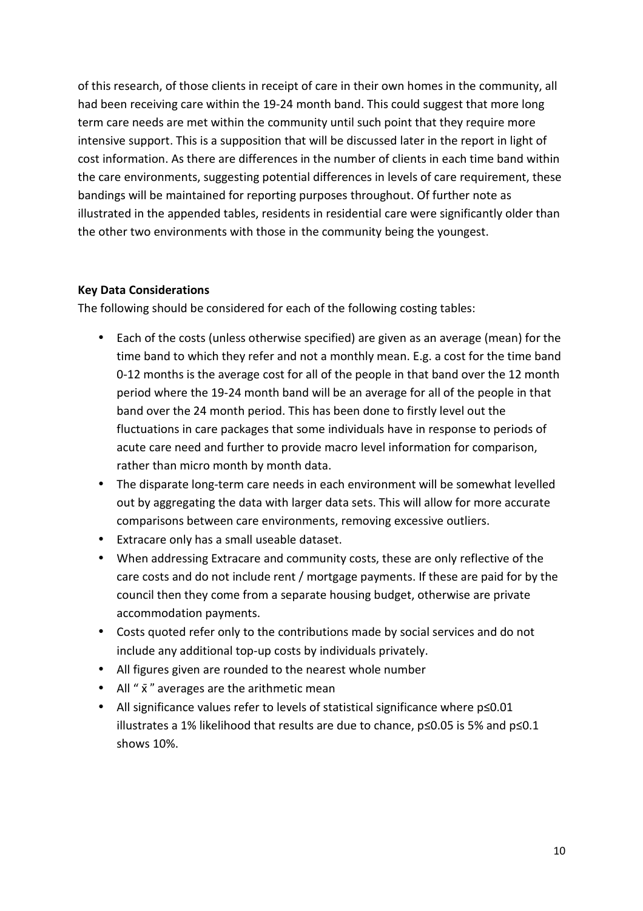of this research, of those clients in receipt of care in their own homes in the community, all had been receiving care within the 19-24 month band. This could suggest that more long term care needs are met within the community until such point that they require more intensive support. This is a supposition that will be discussed later in the report in light of cost information. As there are differences in the number of clients in each time band within the care environments, suggesting potential differences in levels of care requirement, these bandings will be maintained for reporting purposes throughout. Of further note as illustrated in the appended tables, residents in residential care were significantly older than the other two environments with those in the community being the youngest.

**Key Data Considerations**

The following should be considered for each of the following costing tables:

- Each of the costs (unless otherwise specified) are given as an average (mean) for the time band to which they refer and not a monthly mean. E.g. a cost for the time band 0-12 months is the average cost for all of the people in that band over the 12 month period where the 19-24 month band will be an average for all of the people in that band over the 24 month period. This has been done to firstly level out the fluctuations in care packages that some individuals have in response to periods of acute care need and further to provide macro level information for comparison, rather than micro month by month data.
- The disparate long-term care needs in each environment will be somewhat levelled out by aggregating the data with larger data sets. This will allow for more accurate comparisons between care environments, removing excessive outliers.
- Extracare only has a small useable dataset.
- When addressing Extracare and community costs, these are only reflective of the care costs and do not include rent / mortgage payments. If these are paid for by the council then they come from a separate housing budget, otherwise are private accommodation payments.
- Costs quoted refer only to the contributions made by social services and do not include any additional top-up costs by individuals privately.
- All figures given are rounded to the nearest whole number
- All " $\bar{x}$ " averages are the arithmetic mean
- All significance values refer to levels of statistical significance where $p \leq 0.01$ illustrates a 1% likelihood that results are due to chance, $p \leq 0.05$ is 5% and $p \leq 0.1$ shows 10%.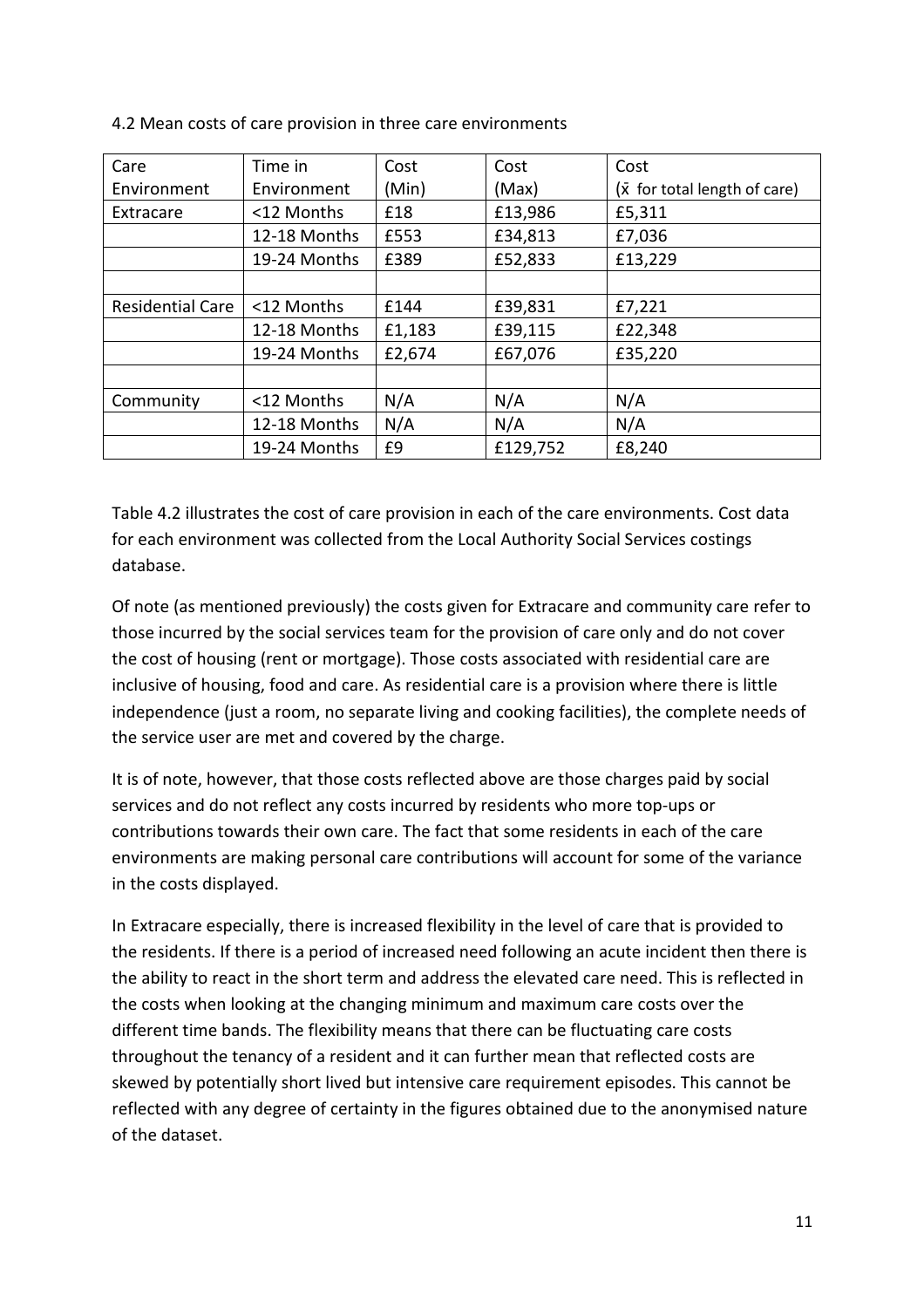4.2 Mean costs of care provision in three care environments

| Care Environment | Time in Environment | Cost (Min) | Cost (Max) | Cost ($\bar{x}$ for total length of care) |
|---|---|---|---|---|
| Extracare | <12 Months | £18 | £13,986 | £5,311 |
| | 12-18 Months | £553 | £34,813 | £7,036 |
| | 19-24 Months | £389 | £52,833 | £13,229 |
| | | | | |
| Residential Care | <12 Months | £144 | £39,831 | £7,221 |
| | 12-18 Months | £1,183 | £39,115 | £22,348 |
| | 19-24 Months | £2,674 | £67,076 | £35,220 |
| | | | | |
| Community | <12 Months | N/A | N/A | N/A |
| | 12-18 Months | N/A | N/A | N/A |
| | 19-24 Months | £9 | £129,752 | £8,240 |

Table 4.2 illustrates the cost of care provision in each of the care environments. Cost data for each environment was collected from the Local Authority Social Services costings database.

Of note (as mentioned previously) the costs given for Extracare and community care refer to those incurred by the social services team for the provision of care only and do not cover the cost of housing (rent or mortgage). Those costs associated with residential care are inclusive of housing, food and care. As residential care is a provision where there is little independence (just a room, no separate living and cooking facilities), the complete needs of the service user are met and covered by the charge.

It is of note, however, that those costs reflected above are those charges paid by social services and do not reflect any costs incurred by residents who more top-ups or contributions towards their own care. The fact that some residents in each of the care environments are making personal care contributions will account for some of the variance in the costs displayed.

In Extracare especially, there is increased flexibility in the level of care that is provided to the residents. If there is a period of increased need following an acute incident then there is the ability to react in the short term and address the elevated care need. This is reflected in the costs when looking at the changing minimum and maximum care costs over the different time bands. The flexibility means that there can be fluctuating care costs throughout the tenancy of a resident and it can further mean that reflected costs are skewed by potentially short lived but intensive care requirement episodes. This cannot be reflected with any degree of certainty in the figures obtained due to the anonymised nature of the dataset.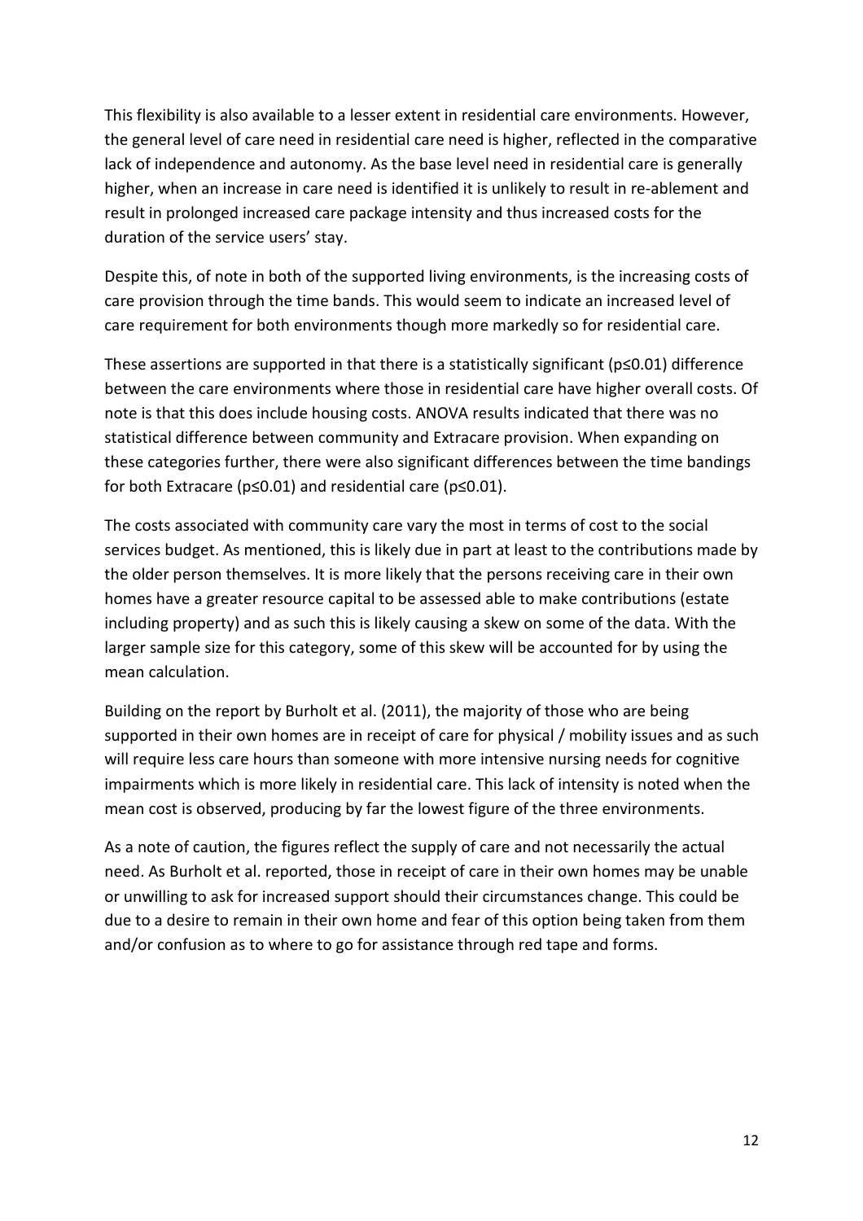This flexibility is also available to a lesser extent in residential care environments. However, the general level of care need in residential care need is higher, reflected in the comparative lack of independence and autonomy. As the base level need in residential care is generally higher, when an increase in care need is identified it is unlikely to result in re-ablement and result in prolonged increased care package intensity and thus increased costs for the duration of the service users' stay.

Despite this, of note in both of the supported living environments, is the increasing costs of care provision through the time bands. This would seem to indicate an increased level of care requirement for both environments though more markedly so for residential care.

These assertions are supported in that there is a statistically significant ($p \leq 0.01$) difference between the care environments where those in residential care have higher overall costs. Of note is that this does include housing costs. ANOVA results indicated that there was no statistical difference between community and Extracare provision. When expanding on these categories further, there were also significant differences between the time bandings for both Extracare ($p \leq 0.01$) and residential care ($p \leq 0.01$).

The costs associated with community care vary the most in terms of cost to the social services budget. As mentioned, this is likely due in part at least to the contributions made by the older person themselves. It is more likely that the persons receiving care in their own homes have a greater resource capital to be assessed able to make contributions (estate including property) and as such this is likely causing a skew on some of the data. With the larger sample size for this category, some of this skew will be accounted for by using the mean calculation.

Building on the report by Burholt et al. (2011), the majority of those who are being supported in their own homes are in receipt of care for physical / mobility issues and as such will require less care hours than someone with more intensive nursing needs for cognitive impairments which is more likely in residential care. This lack of intensity is noted when the mean cost is observed, producing by far the lowest figure of the three environments.

As a note of caution, the figures reflect the supply of care and not necessarily the actual need. As Burholt et al. reported, those in receipt of care in their own homes may be unable or unwilling to ask for increased support should their circumstances change. This could be due to a desire to remain in their own home and fear of this option being taken from them and/or confusion as to where to go for assistance through red tape and forms.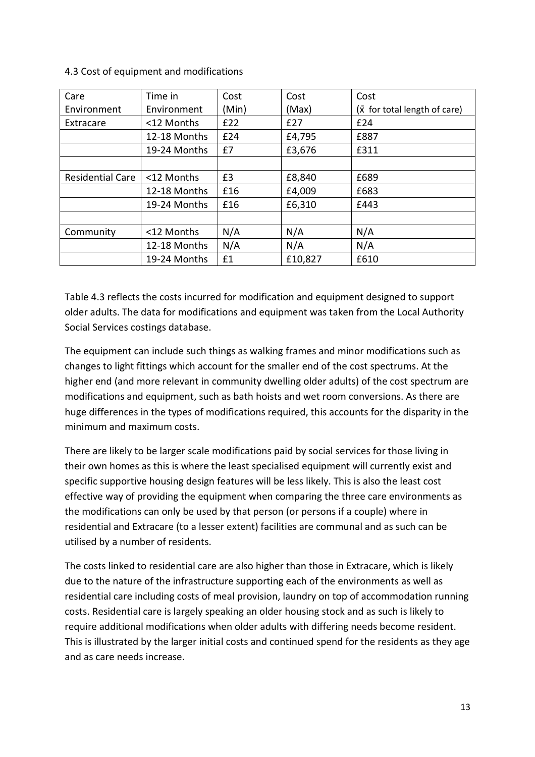## 4.3 Cost of equipment and modifications

| Care Environment | Time in Environment | Cost (Min) | Cost (Max) | Cost ($\bar{x}$ for total length of care) |
|---|---|---|---|---|
| Extracare | <12 Months | £22 | £27 | £24 |
| | 12-18 Months | £24 | £4,795 | £887 |
| | 19-24 Months | £7 | £3,676 | £311 |
| | | | | |
| Residential Care | <12 Months | £3 | £8,840 | £689 |
| | 12-18 Months | £16 | £4,009 | £683 |
| | 19-24 Months | £16 | £6,310 | £443 |
| | | | | |
| Community | <12 Months | N/A | N/A | N/A |
| | 12-18 Months | N/A | N/A | N/A |
| | 19-24 Months | £1 | £10,827 | £610 |

Table 4.3 reflects the costs incurred for modification and equipment designed to support older adults. The data for modifications and equipment was taken from the Local Authority Social Services costings database.

The equipment can include such things as walking frames and minor modifications such as changes to light fittings which account for the smaller end of the cost spectrums. At the higher end (and more relevant in community dwelling older adults) of the cost spectrum are modifications and equipment, such as bath hoists and wet room conversions. As there are huge differences in the types of modifications required, this accounts for the disparity in the minimum and maximum costs.

There are likely to be larger scale modifications paid by social services for those living in their own homes as this is where the least specialised equipment will currently exist and specific supportive housing design features will be less likely. This is also the least cost effective way of providing the equipment when comparing the three care environments as the modifications can only be used by that person (or persons if a couple) where in residential and Extracare (to a lesser extent) facilities are communal and as such can be utilised by a number of residents.

The costs linked to residential care are also higher than those in Extracare, which is likely due to the nature of the infrastructure supporting each of the environments as well as residential care including costs of meal provision, laundry on top of accommodation running costs. Residential care is largely speaking an older housing stock and as such is likely to require additional modifications when older adults with differing needs become resident. This is illustrated by the larger initial costs and continued spend for the residents as they age and as care needs increase.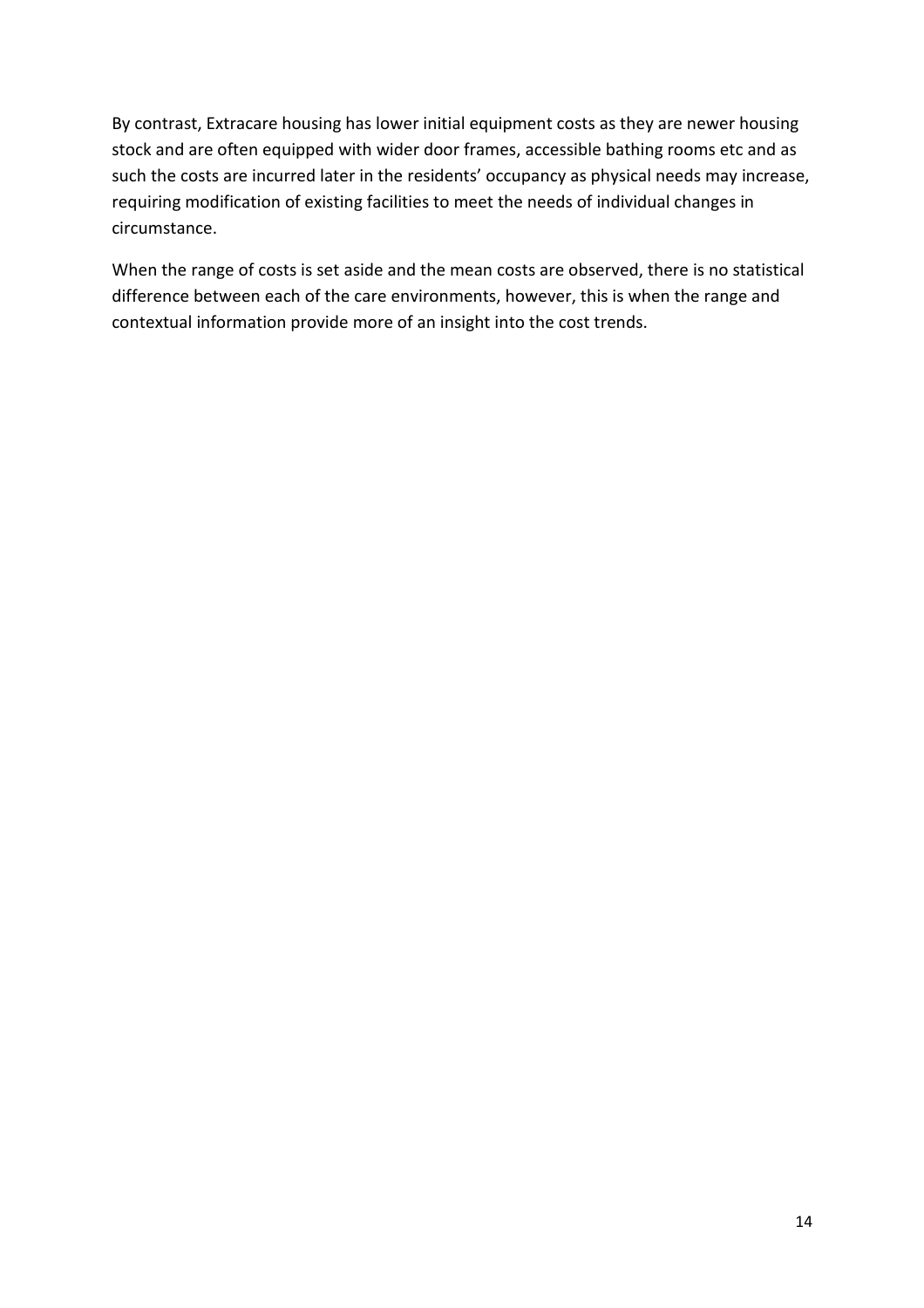By contrast, Extracare housing has lower initial equipment costs as they are newer housing stock and are often equipped with wider door frames, accessible bathing rooms etc and as such the costs are incurred later in the residents' occupancy as physical needs may increase, requiring modification of existing facilities to meet the needs of individual changes in circumstance.

When the range of costs is set aside and the mean costs are observed, there is no statistical difference between each of the care environments, however, this is when the range and contextual information provide more of an insight into the cost trends.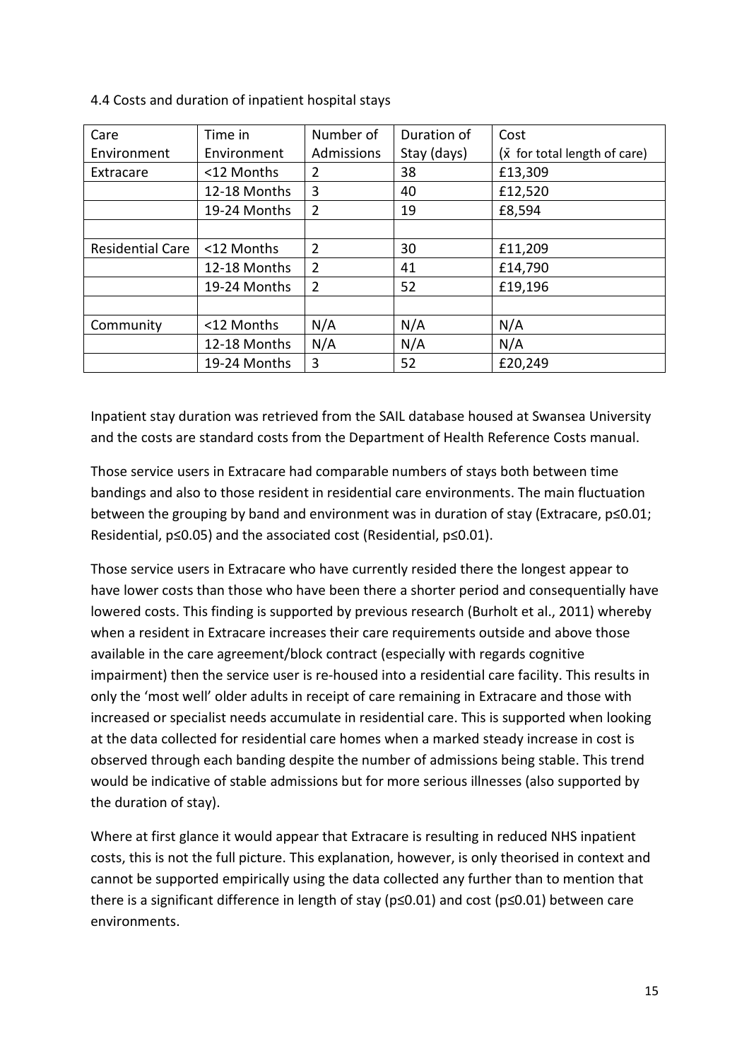4.4 Costs and duration of inpatient hospital stays

| Care Environment | Time in Environment | Number of Admissions | Duration of Stay (days) | Cost ($\bar{x}$ for total length of care) |
|---|---|---|---|---|
| Extracare | <12 Months | 2 | 38 | £13,309 |
| | 12-18 Months | 3 | 40 | £12,520 |
| | 19-24 Months | 2 | 19 | £8,594 |
| | | | | |
| Residential Care | <12 Months | 2 | 30 | £11,209 |
| | 12-18 Months | 2 | 41 | £14,790 |
| | 19-24 Months | 2 | 52 | £19,196 |
| | | | | |
| Community | <12 Months | N/A | N/A | N/A |
| | 12-18 Months | N/A | N/A | N/A |
| | 19-24 Months | 3 | 52 | £20,249 |

Inpatient stay duration was retrieved from the SAIL database housed at Swansea University and the costs are standard costs from the Department of Health Reference Costs manual.

Those service users in Extracare had comparable numbers of stays both between time bandings and also to those resident in residential care environments. The main fluctuation between the grouping by band and environment was in duration of stay (Extracare, $p \leq 0.01$; Residential, $p \leq 0.05$) and the associated cost (Residential, $p \leq 0.01$).

Those service users in Extracare who have currently resided there the longest appear to have lower costs than those who have been there a shorter period and consequentially have lowered costs. This finding is supported by previous research (Burholt et al., 2011) whereby when a resident in Extracare increases their care requirements outside and above those available in the care agreement/block contract (especially with regards cognitive impairment) then the service user is re-housed into a residential care facility. This results in only the 'most well' older adults in receipt of care remaining in Extracare and those with increased or specialist needs accumulate in residential care. This is supported when looking at the data collected for residential care homes when a marked steady increase in cost is observed through each banding despite the number of admissions being stable. This trend would be indicative of stable admissions but for more serious illnesses (also supported by the duration of stay).

Where at first glance it would appear that Extracare is resulting in reduced NHS inpatient costs, this is not the full picture. This explanation, however, is only theorised in context and cannot be supported empirically using the data collected any further than to mention that there is a significant difference in length of stay ($p \leq 0.01$) and cost ($p \leq 0.01$) between care environments.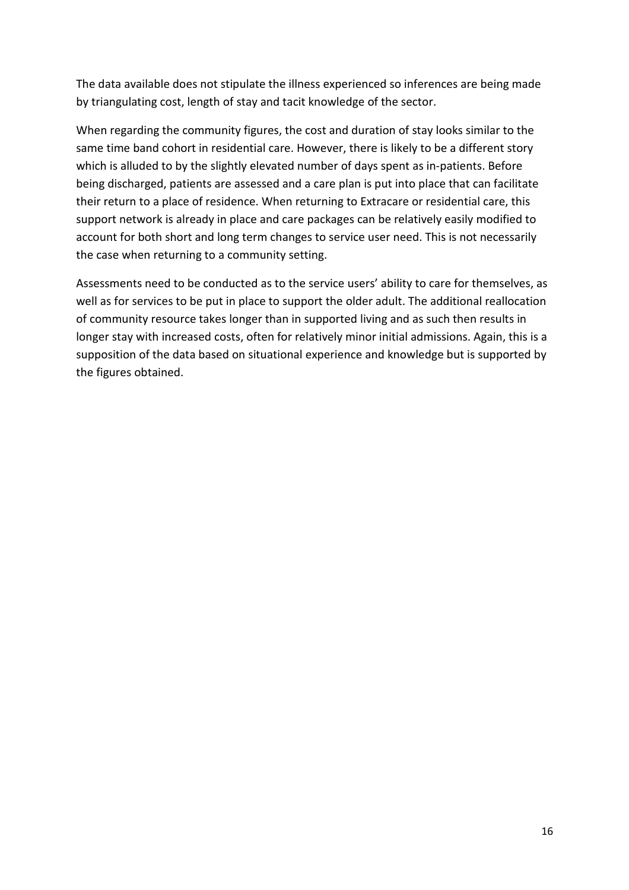The data available does not stipulate the illness experienced so inferences are being made by triangulating cost, length of stay and tacit knowledge of the sector.

When regarding the community figures, the cost and duration of stay looks similar to the same time band cohort in residential care. However, there is likely to be a different story which is alluded to by the slightly elevated number of days spent as in-patients. Before being discharged, patients are assessed and a care plan is put into place that can facilitate their return to a place of residence. When returning to Extracare or residential care, this support network is already in place and care packages can be relatively easily modified to account for both short and long term changes to service user need. This is not necessarily the case when returning to a community setting.

Assessments need to be conducted as to the service users' ability to care for themselves, as well as for services to be put in place to support the older adult. The additional reallocation of community resource takes longer than in supported living and as such then results in longer stay with increased costs, often for relatively minor initial admissions. Again, this is a supposition of the data based on situational experience and knowledge but is supported by the figures obtained.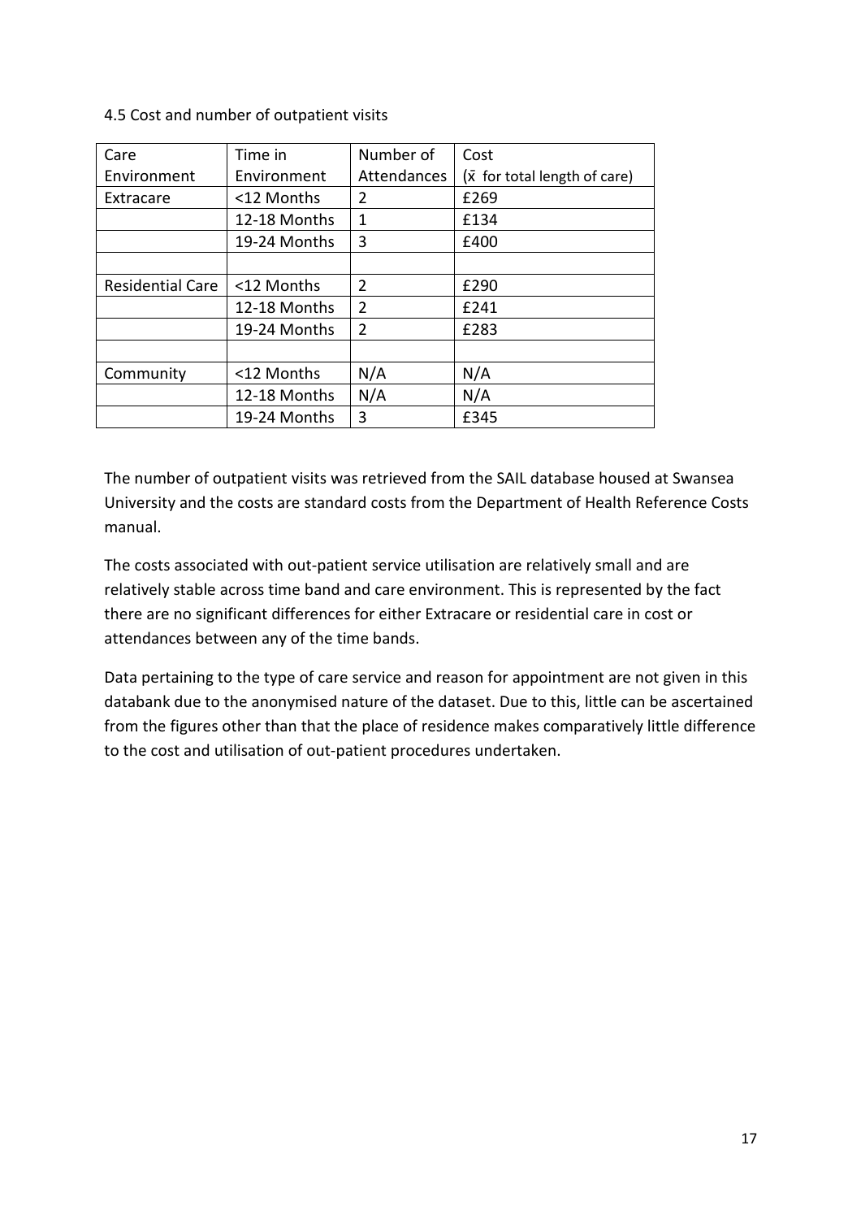4.5 Cost and number of outpatient visits

| Care Environment | Time in Environment | Number of Attendances | Cost ($\bar{x}$ for total length of care) |
|---|---|---|---|
| Extracare | <12 Months | 2 | £269 |
| | 12-18 Months | 1 | £134 |
| | 19-24 Months | 3 | £400 |
| | | | |
| Residential Care | <12 Months | 2 | £290 |
| | 12-18 Months | 2 | £241 |
| | 19-24 Months | 2 | £283 |
| | | | |
| Community | <12 Months | N/A | N/A |
| | 12-18 Months | N/A | N/A |
| | 19-24 Months | 3 | £345 |

The number of outpatient visits was retrieved from the SAIL database housed at Swansea University and the costs are standard costs from the Department of Health Reference Costs manual.

The costs associated with out-patient service utilisation are relatively small and are relatively stable across time band and care environment. This is represented by the fact there are no significant differences for either Extracare or residential care in cost or attendances between any of the time bands.

Data pertaining to the type of care service and reason for appointment are not given in this databank due to the anonymised nature of the dataset. Due to this, little can be ascertained from the figures other than that the place of residence makes comparatively little difference to the cost and utilisation of out-patient procedures undertaken.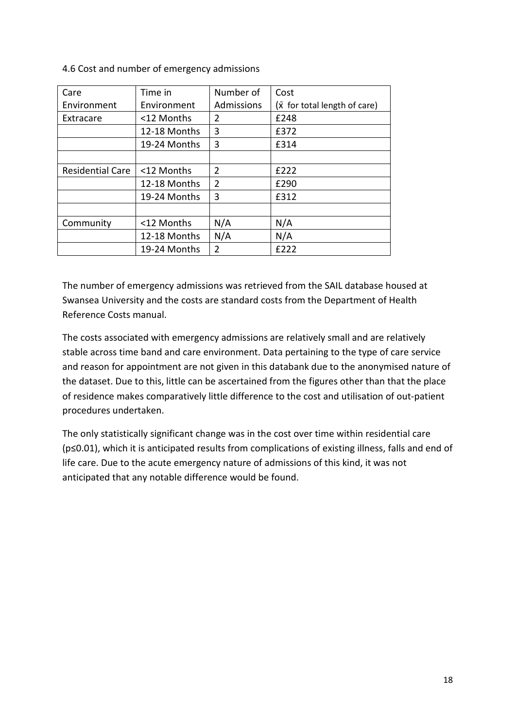4.6 Cost and number of emergency admissions

| Care Environment | Time in Environment | Number of Admissions | Cost ($\bar{x}$ for total length of care) |
|---|---|---|---|
| Extracare | <12 Months | 2 | £248 |
| | 12-18 Months | 3 | £372 |
| | 19-24 Months | 3 | £314 |
| | | | |
| Residential Care | <12 Months | 2 | £222 |
| | 12-18 Months | 2 | £290 |
| | 19-24 Months | 3 | £312 |
| | | | |
| Community | <12 Months | N/A | N/A |
| | 12-18 Months | N/A | N/A |
| | 19-24 Months | 2 | £222 |

The number of emergency admissions was retrieved from the SAIL database housed at Swansea University and the costs are standard costs from the Department of Health Reference Costs manual.

The costs associated with emergency admissions are relatively small and are relatively stable across time band and care environment. Data pertaining to the type of care service and reason for appointment are not given in this databank due to the anonymised nature of the dataset. Due to this, little can be ascertained from the figures other than that the place of residence makes comparatively little difference to the cost and utilisation of out-patient procedures undertaken.

The only statistically significant change was in the cost over time within residential care ($p \leq 0.01$), which it is anticipated results from complications of existing illness, falls and end of life care. Due to the acute emergency nature of admissions of this kind, it was not anticipated that any notable difference would be found.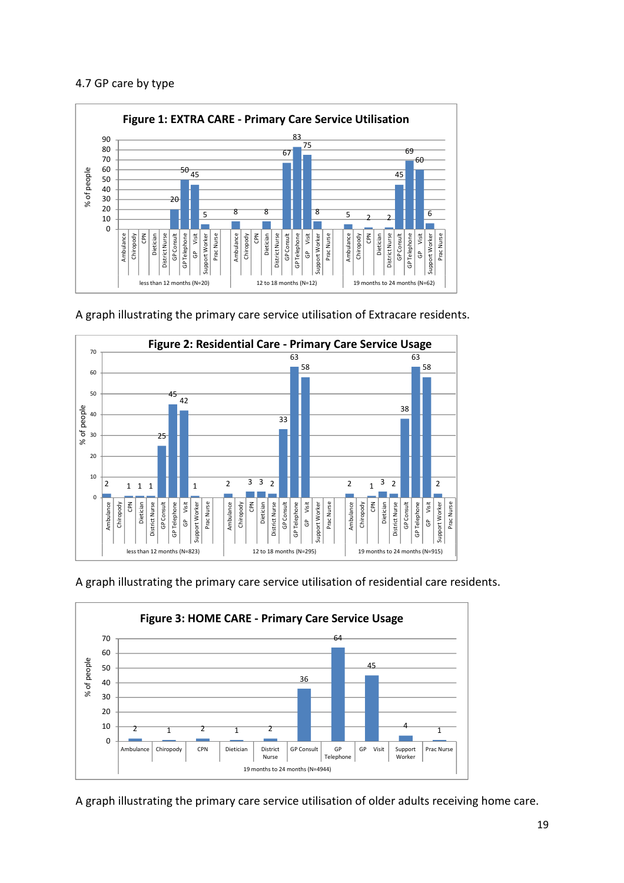4.7 GP care by type

**Figure 1: EXTRA CARE - Primary Care Service Utilisation**

% of people

| Service | less than 12 months (N=20) | 12 to 18 months (N=12) | 19 months to 24 months (N=62) |
|---|---|---|---|
| Ambulance | | 8 | 5 |
| Chiropody | | | |
| CPN | | | 2 |
| Dietician | | 8 | |
| District Nurse | | | 2 |
| GP Consult | 20 | 67 | 45 |
| GP Telephone | 50 | 83 | 69 |
| GP Visit | 45 | 75 | 60 |
| Support Worker | 5 | 8 | 6 |
| Prac Nurse | | | |

A graph illustrating the primary care service utilisation of Extracare residents.

**Figure 2: Residential Care - Primary Care Service Usage**

% of people

| Service | less than 12 months (N=823) | 12 to 18 months (N=295) | 19 months to 24 months (N=915) |
|---|---|---|---|
| Ambulance | 2 | 2 | 2 |
| Chiropody | | | |
| CPN | 1 | 3 | 1 |
| Dietician | 1 | 3 | 3 |
| District Nurse | 1 | 2 | 2 |
| GP Consult | 25 | 33 | 38 |
| GP Telephone | 45 | 63 | 63 |
| GP Visit | 42 | 58 | 58 |
| Support Worker | 1 | | 2 |
| Prac Nurse | | | |

A graph illustrating the primary care service utilisation of residential care residents.

**Figure 3: HOME CARE - Primary Care Service Usage**

% of people

| Service | 19 months to 24 months (N=4944) |
|---|---|
| Ambulance | 2 |
| Chiropody | 1 |
| CPN | 2 |
| Dietician | 1 |
| District Nurse | 2 |
| GP Consult | 36 |
| GP Telephone | 64 |
| GP Visit | 45 |
| Support Worker | 4 |
| Prac Nurse | 1 |

A graph illustrating the primary care service utilisation of older adults receiving home care.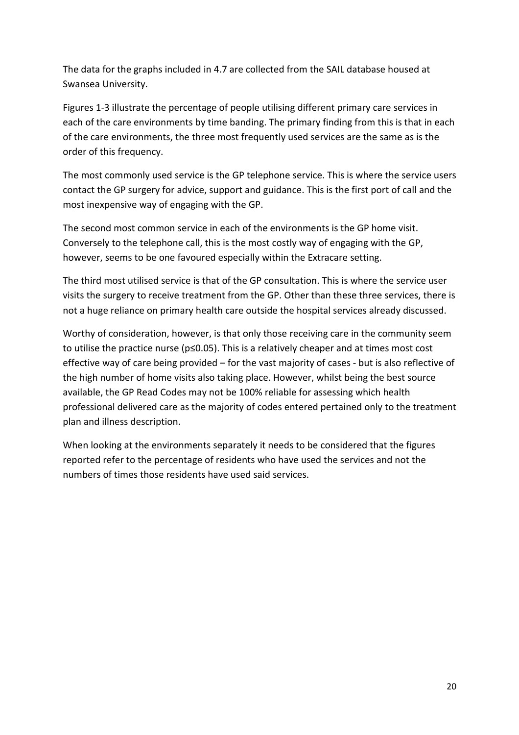The data for the graphs included in 4.7 are collected from the SAIL database housed at Swansea University.

Figures 1-3 illustrate the percentage of people utilising different primary care services in each of the care environments by time banding. The primary finding from this is that in each of the care environments, the three most frequently used services are the same as is the order of this frequency.

The most commonly used service is the GP telephone service. This is where the service users contact the GP surgery for advice, support and guidance. This is the first port of call and the most inexpensive way of engaging with the GP.

The second most common service in each of the environments is the GP home visit. Conversely to the telephone call, this is the most costly way of engaging with the GP, however, seems to be one favoured especially within the Extracare setting.

The third most utilised service is that of the GP consultation. This is where the service user visits the surgery to receive treatment from the GP. Other than these three services, there is not a huge reliance on primary health care outside the hospital services already discussed.

Worthy of consideration, however, is that only those receiving care in the community seem to utilise the practice nurse ($p \leq 0.05$). This is a relatively cheaper and at times most cost effective way of care being provided – for the vast majority of cases - but is also reflective of the high number of home visits also taking place. However, whilst being the best source available, the GP Read Codes may not be 100% reliable for assessing which health professional delivered care as the majority of codes entered pertained only to the treatment plan and illness description.

When looking at the environments separately it needs to be considered that the figures reported refer to the percentage of residents who have used the services and not the numbers of times those residents have used said services.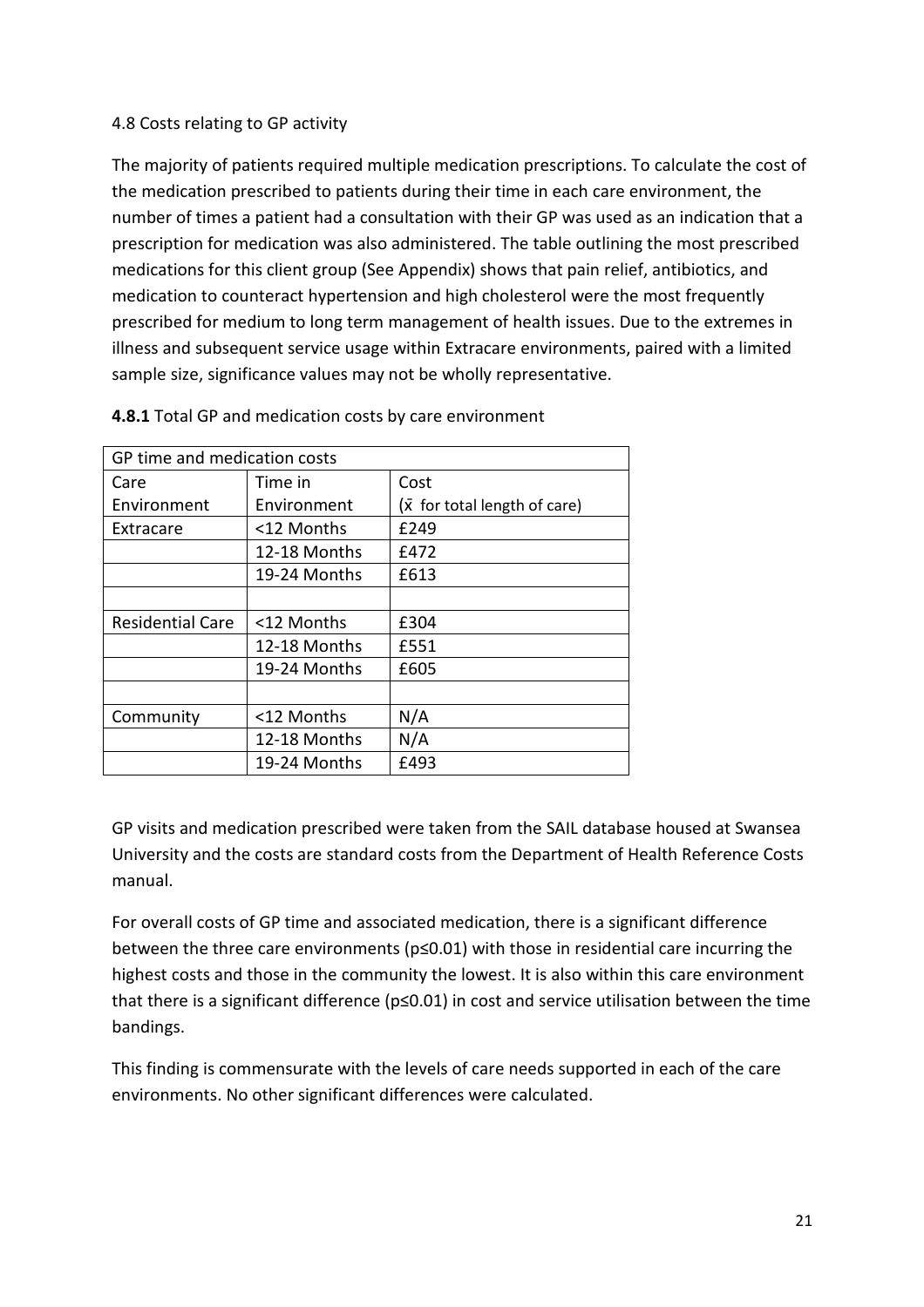## 4.8 Costs relating to GP activity

The majority of patients required multiple medication prescriptions. To calculate the cost of the medication prescribed to patients during their time in each care environment, the number of times a patient had a consultation with their GP was used as an indication that a prescription for medication was also administered. The table outlining the most prescribed medications for this client group (See Appendix) shows that pain relief, antibiotics, and medication to counteract hypertension and high cholesterol were the most frequently prescribed for medium to long term management of health issues. Due to the extremes in illness and subsequent service usage within Extracare environments, paired with a limited sample size, significance values may not be wholly representative.

**4.8.1** Total GP and medication costs by care environment

| GP time and medication costs | | |
|---|---|---|
| Care Environment | Time in Environment | Cost ($\bar{x}$ for total length of care) |
| Extracare | <12 Months | £249 |
| | 12-18 Months | £472 |
| | 19-24 Months | £613 |
| | | |
| Residential Care | <12 Months | £304 |
| | 12-18 Months | £551 |
| | 19-24 Months | £605 |
| | | |
| Community | <12 Months | N/A |
| | 12-18 Months | N/A |
| | 19-24 Months | £493 |

GP visits and medication prescribed were taken from the SAIL database housed at Swansea University and the costs are standard costs from the Department of Health Reference Costs manual.

For overall costs of GP time and associated medication, there is a significant difference between the three care environments ($p \leq 0.01$) with those in residential care incurring the highest costs and those in the community the lowest. It is also within this care environment that there is a significant difference ($p \leq 0.01$) in cost and service utilisation between the time bandings.

This finding is commensurate with the levels of care needs supported in each of the care environments. No other significant differences were calculated.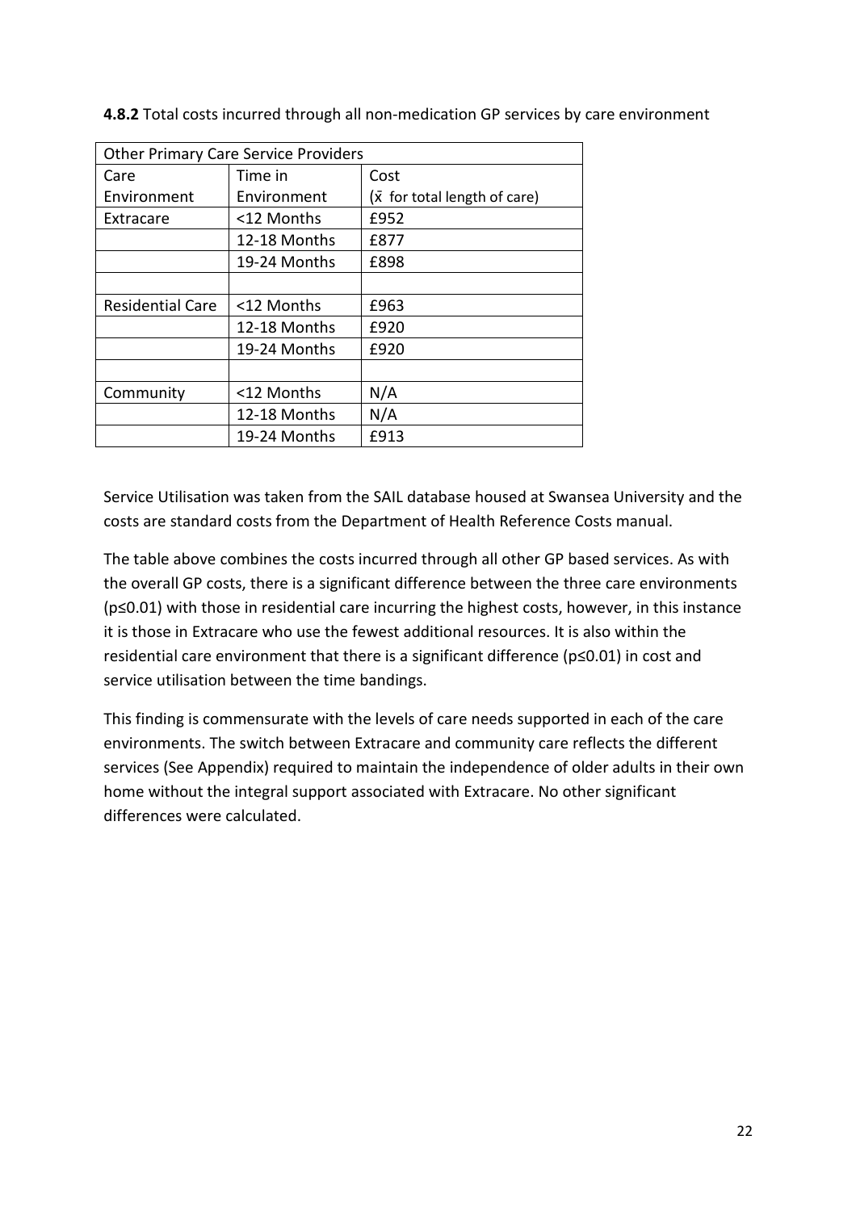**4.8.2** Total costs incurred through all non-medication GP services by care environment

| Other Primary Care Service Providers | | |
|---|---|---|
| Care Environment | Time in Environment | Cost ($\bar{x}$ for total length of care) |
| Extracare | <12 Months | £952 |
| | 12-18 Months | £877 |
| | 19-24 Months | £898 |
| | | |
| Residential Care | <12 Months | £963 |
| | 12-18 Months | £920 |
| | 19-24 Months | £920 |
| | | |
| Community | <12 Months | N/A |
| | 12-18 Months | N/A |
| | 19-24 Months | £913 |

Service Utilisation was taken from the SAIL database housed at Swansea University and the costs are standard costs from the Department of Health Reference Costs manual.

The table above combines the costs incurred through all other GP based services. As with the overall GP costs, there is a significant difference between the three care environments ($p \leq 0.01$) with those in residential care incurring the highest costs, however, in this instance it is those in Extracare who use the fewest additional resources. It is also within the residential care environment that there is a significant difference ($p \leq 0.01$) in cost and service utilisation between the time bandings.

This finding is commensurate with the levels of care needs supported in each of the care environments. The switch between Extracare and community care reflects the different services (See Appendix) required to maintain the independence of older adults in their own home without the integral support associated with Extracare. No other significant differences were calculated.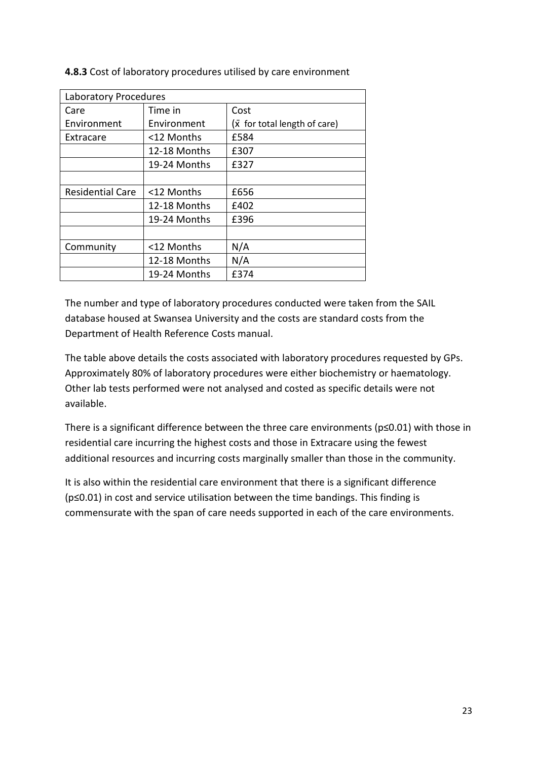**4.8.3** Cost of laboratory procedures utilised by care environment

| Laboratory Procedures | | |
|---|---|---|
| Care Environment | Time in Environment | Cost ($\bar{x}$ for total length of care) |
| Extracare | <12 Months | £584 |
| | 12-18 Months | £307 |
| | 19-24 Months | £327 |
| | | |
| Residential Care | <12 Months | £656 |
| | 12-18 Months | £402 |
| | 19-24 Months | £396 |
| | | |
| Community | <12 Months | N/A |
| | 12-18 Months | N/A |
| | 19-24 Months | £374 |

The number and type of laboratory procedures conducted were taken from the SAIL database housed at Swansea University and the costs are standard costs from the Department of Health Reference Costs manual.

The table above details the costs associated with laboratory procedures requested by GPs. Approximately 80% of laboratory procedures were either biochemistry or haematology. Other lab tests performed were not analysed and costed as specific details were not available.

There is a significant difference between the three care environments ($p \leq 0.01$) with those in residential care incurring the highest costs and those in Extracare using the fewest additional resources and incurring costs marginally smaller than those in the community.

It is also within the residential care environment that there is a significant difference ($p \leq 0.01$) in cost and service utilisation between the time bandings. This finding is commensurate with the span of care needs supported in each of the care environments.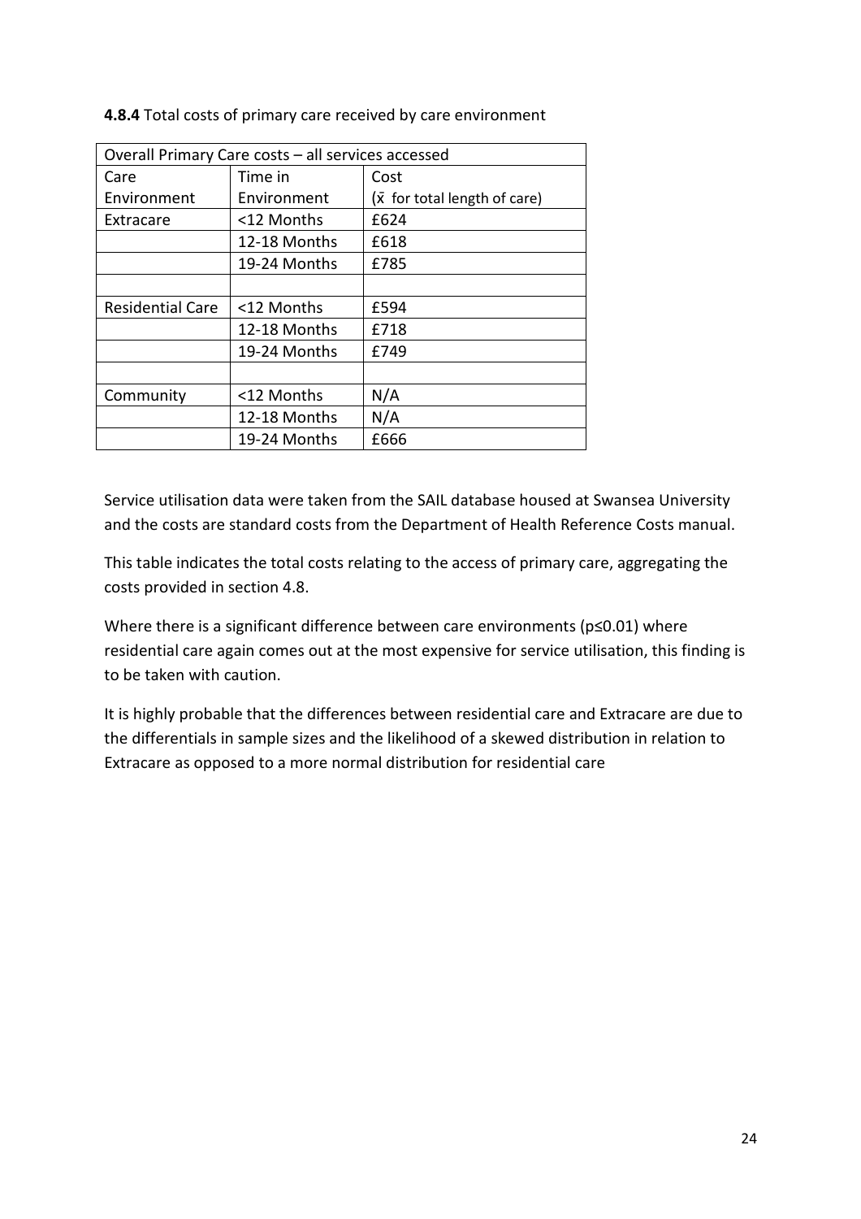**4.8.4** Total costs of primary care received by care environment

| Overall Primary Care costs – all services accessed | | |
|---|---|---|
| Care Environment | Time in Environment | Cost ($\bar{x}$ for total length of care) |
| Extracare | <12 Months | £624 |
| | 12-18 Months | £618 |
| | 19-24 Months | £785 |
| | | |
| Residential Care | <12 Months | £594 |
| | 12-18 Months | £718 |
| | 19-24 Months | £749 |
| | | |
| Community | <12 Months | N/A |
| | 12-18 Months | N/A |
| | 19-24 Months | £666 |

Service utilisation data were taken from the SAIL database housed at Swansea University and the costs are standard costs from the Department of Health Reference Costs manual.

This table indicates the total costs relating to the access of primary care, aggregating the costs provided in section 4.8.

Where there is a significant difference between care environments ($p \leq 0.01$) where residential care again comes out at the most expensive for service utilisation, this finding is to be taken with caution.

It is highly probable that the differences between residential care and Extracare are due to the differentials in sample sizes and the likelihood of a skewed distribution in relation to Extracare as opposed to a more normal distribution for residential care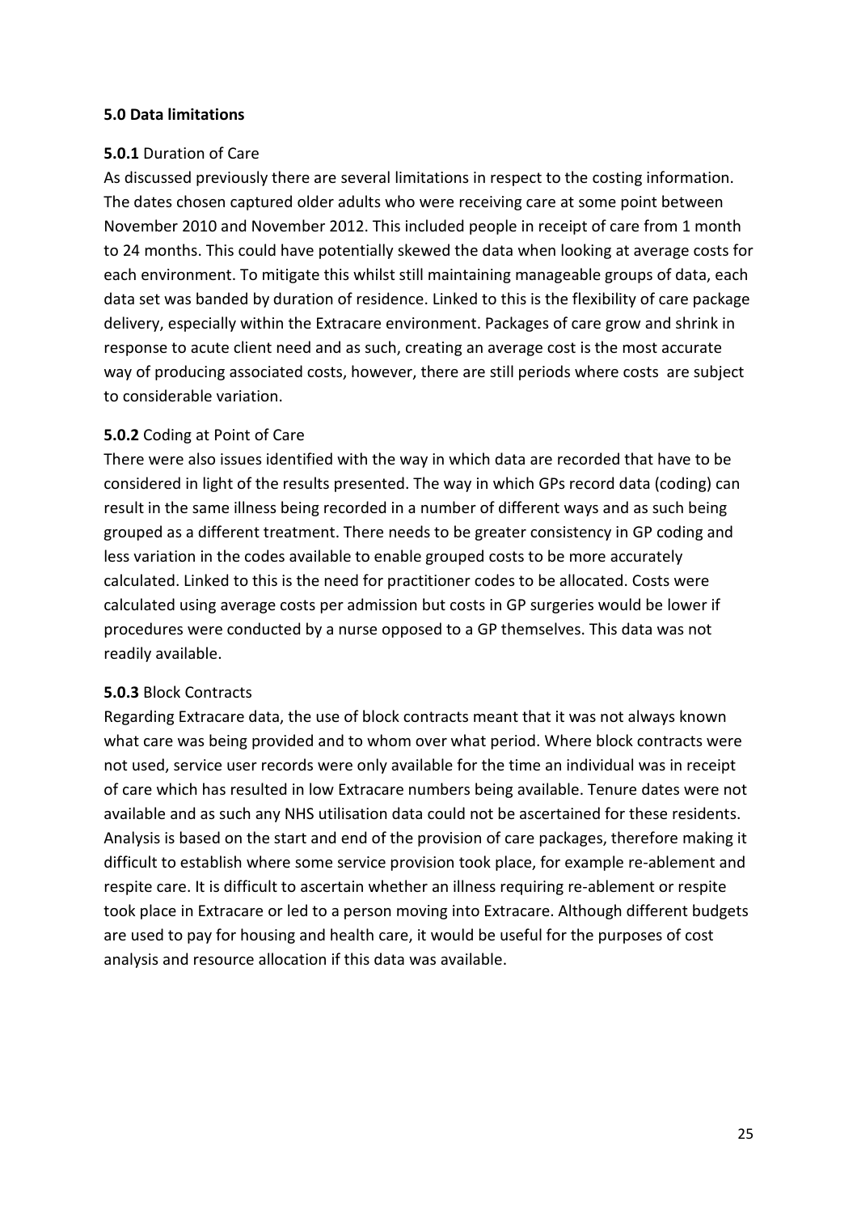## 5.0 Data limitations

**5.0.1** Duration of Care

As discussed previously there are several limitations in respect to the costing information. The dates chosen captured older adults who were receiving care at some point between November 2010 and November 2012. This included people in receipt of care from 1 month to 24 months. This could have potentially skewed the data when looking at average costs for each environment. To mitigate this whilst still maintaining manageable groups of data, each data set was banded by duration of residence. Linked to this is the flexibility of care package delivery, especially within the Extracare environment. Packages of care grow and shrink in response to acute client need and as such, creating an average cost is the most accurate way of producing associated costs, however, there are still periods where costs are subject to considerable variation.

**5.0.2** Coding at Point of Care

There were also issues identified with the way in which data are recorded that have to be considered in light of the results presented. The way in which GPs record data (coding) can result in the same illness being recorded in a number of different ways and as such being grouped as a different treatment. There needs to be greater consistency in GP coding and less variation in the codes available to enable grouped costs to be more accurately calculated. Linked to this is the need for practitioner codes to be allocated. Costs were calculated using average costs per admission but costs in GP surgeries would be lower if procedures were conducted by a nurse opposed to a GP themselves. This data was not readily available.

**5.0.3** Block Contracts

Regarding Extracare data, the use of block contracts meant that it was not always known what care was being provided and to whom over what period. Where block contracts were not used, service user records were only available for the time an individual was in receipt of care which has resulted in low Extracare numbers being available. Tenure dates were not available and as such any NHS utilisation data could not be ascertained for these residents. Analysis is based on the start and end of the provision of care packages, therefore making it difficult to establish where some service provision took place, for example re-ablement and respite care. It is difficult to ascertain whether an illness requiring re-ablement or respite took place in Extracare or led to a person moving into Extracare. Although different budgets are used to pay for housing and health care, it would be useful for the purposes of cost analysis and resource allocation if this data was available.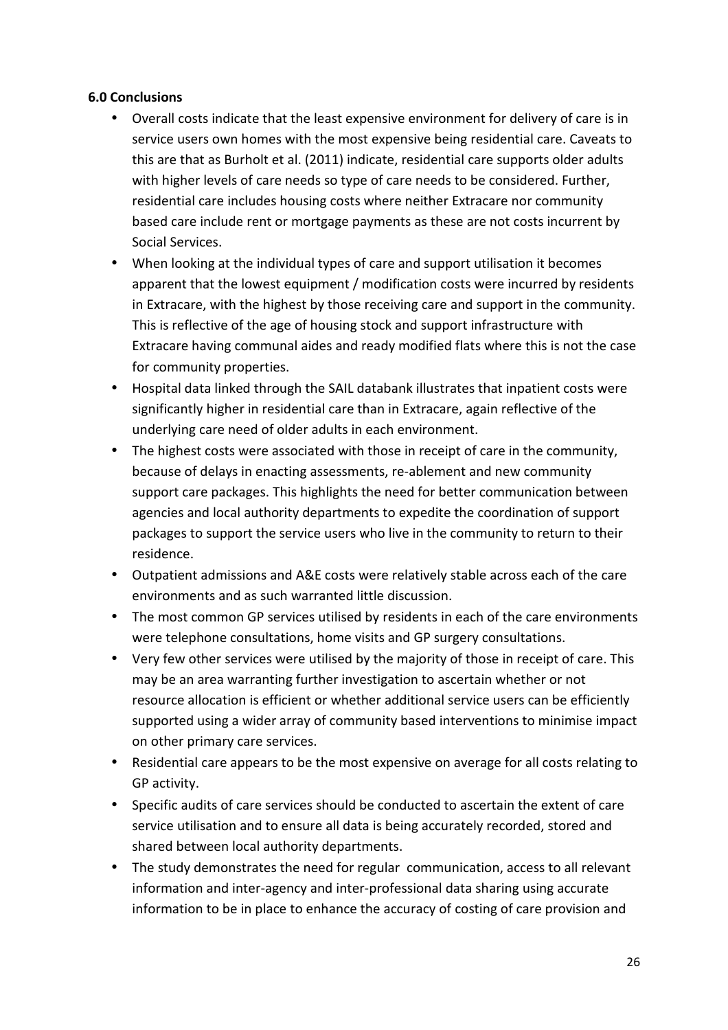**6.0 Conclusions**

- Overall costs indicate that the least expensive environment for delivery of care is in service users own homes with the most expensive being residential care. Caveats to this are that as Burholt et al. (2011) indicate, residential care supports older adults with higher levels of care needs so type of care needs to be considered. Further, residential care includes housing costs where neither Extracare nor community based care include rent or mortgage payments as these are not costs incurrent by Social Services.
- When looking at the individual types of care and support utilisation it becomes apparent that the lowest equipment / modification costs were incurred by residents in Extracare, with the highest by those receiving care and support in the community. This is reflective of the age of housing stock and support infrastructure with Extracare having communal aides and ready modified flats where this is not the case for community properties.
- Hospital data linked through the SAIL databank illustrates that inpatient costs were significantly higher in residential care than in Extracare, again reflective of the underlying care need of older adults in each environment.
- The highest costs were associated with those in receipt of care in the community, because of delays in enacting assessments, re-ablement and new community support care packages. This highlights the need for better communication between agencies and local authority departments to expedite the coordination of support packages to support the service users who live in the community to return to their residence.
- Outpatient admissions and A&E costs were relatively stable across each of the care environments and as such warranted little discussion.
- The most common GP services utilised by residents in each of the care environments were telephone consultations, home visits and GP surgery consultations.
- Very few other services were utilised by the majority of those in receipt of care. This may be an area warranting further investigation to ascertain whether or not resource allocation is efficient or whether additional service users can be efficiently supported using a wider array of community based interventions to minimise impact on other primary care services.
- Residential care appears to be the most expensive on average for all costs relating to GP activity.
- Specific audits of care services should be conducted to ascertain the extent of care service utilisation and to ensure all data is being accurately recorded, stored and shared between local authority departments.
- The study demonstrates the need for regular communication, access to all relevant information and inter-agency and inter-professional data sharing using accurate information to be in place to enhance the accuracy of costing of care provision and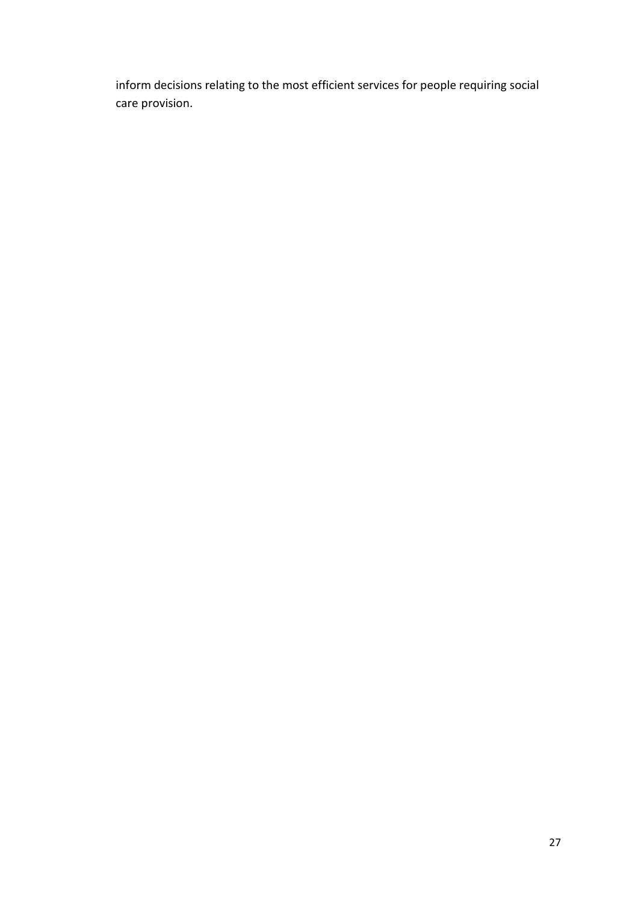inform decisions relating to the most efficient services for people requiring social care provision.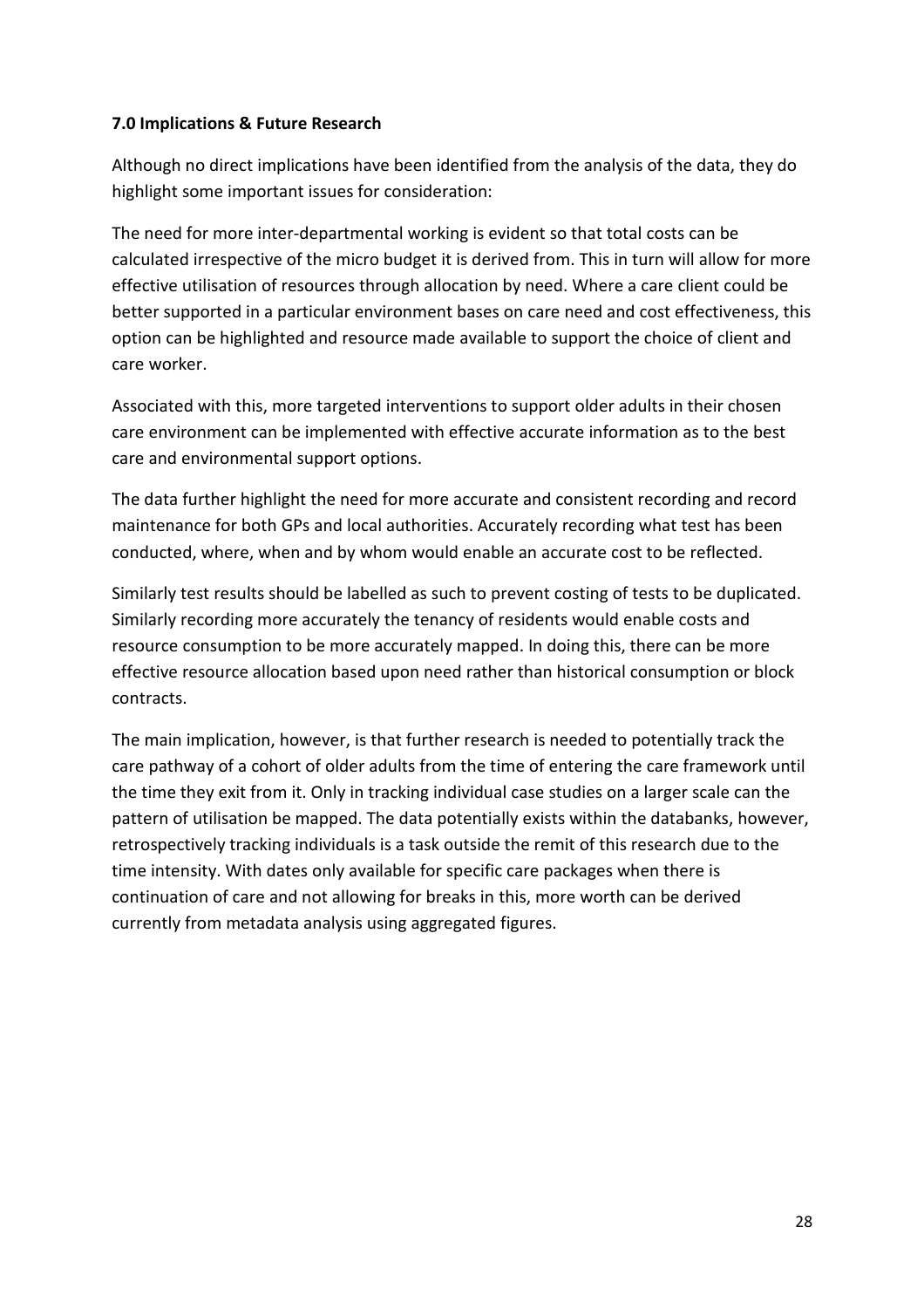## 7.0 Implications & Future Research

Although no direct implications have been identified from the analysis of the data, they do highlight some important issues for consideration:

The need for more inter-departmental working is evident so that total costs can be calculated irrespective of the micro budget it is derived from. This in turn will allow for more effective utilisation of resources through allocation by need. Where a care client could be better supported in a particular environment bases on care need and cost effectiveness, this option can be highlighted and resource made available to support the choice of client and care worker.

Associated with this, more targeted interventions to support older adults in their chosen care environment can be implemented with effective accurate information as to the best care and environmental support options.

The data further highlight the need for more accurate and consistent recording and record maintenance for both GPs and local authorities. Accurately recording what test has been conducted, where, when and by whom would enable an accurate cost to be reflected.

Similarly test results should be labelled as such to prevent costing of tests to be duplicated. Similarly recording more accurately the tenancy of residents would enable costs and resource consumption to be more accurately mapped. In doing this, there can be more effective resource allocation based upon need rather than historical consumption or block contracts.

The main implication, however, is that further research is needed to potentially track the care pathway of a cohort of older adults from the time of entering the care framework until the time they exit from it. Only in tracking individual case studies on a larger scale can the pattern of utilisation be mapped. The data potentially exists within the databanks, however, retrospectively tracking individuals is a task outside the remit of this research due to the time intensity. With dates only available for specific care packages when there is continuation of care and not allowing for breaks in this, more worth can be derived currently from metadata analysis using aggregated figures.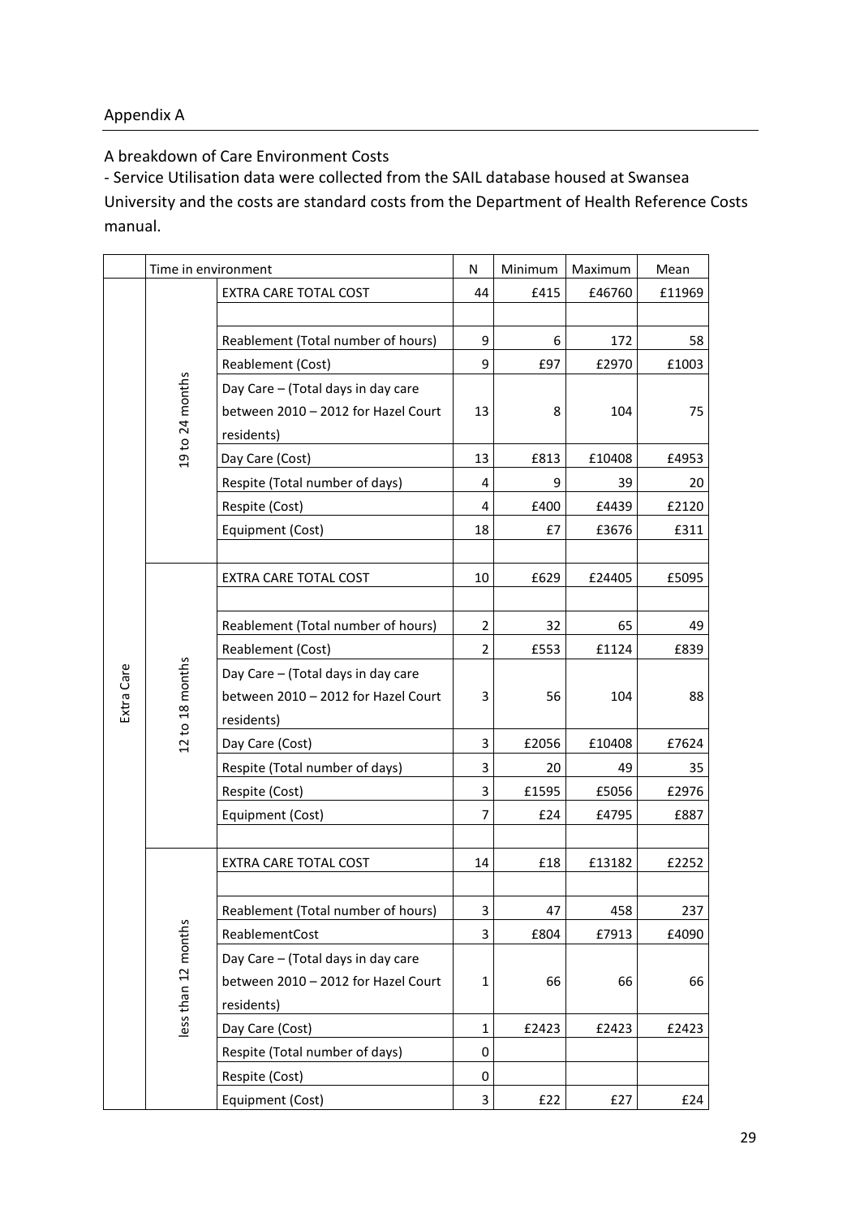## Appendix A

A breakdown of Care Environment Costs

- Service Utilisation data were collected from the SAIL database housed at Swansea University and the costs are standard costs from the Department of Health Reference Costs manual.

| | Time in environment | | N | Minimum | Maximum | Mean |
|---|---|---|---|---|---|---|
| Extra Care | 19 to 24 months | EXTRA CARE TOTAL COST | 44 | £415 | £46760 | £11969 |
| | | | | | | |
| | | Reablement (Total number of hours) | 9 | 6 | 172 | 58 |
| | | Reablement (Cost) | 9 | £97 | £2970 | £1003 |
| | | Day Care – (Total days in day care between 2010 – 2012 for Hazel Court residents) | 13 | 8 | 104 | 75 |
| | | Day Care (Cost) | 13 | £813 | £10408 | £4953 |
| | | Respite (Total number of days) | 4 | 9 | 39 | 20 |
| | | Respite (Cost) | 4 | £400 | £4439 | £2120 |
| | | Equipment (Cost) | 18 | £7 | £3676 | £311 |
| | | | | | | |
| | 12 to 18 months | EXTRA CARE TOTAL COST | 10 | £629 | £24405 | £5095 |
| | | | | | | |
| | | Reablement (Total number of hours) | 2 | 32 | 65 | 49 |
| | | Reablement (Cost) | 2 | £553 | £1124 | £839 |
| | | Day Care – (Total days in day care between 2010 – 2012 for Hazel Court residents) | 3 | 56 | 104 | 88 |
| | | Day Care (Cost) | 3 | £2056 | £10408 | £7624 |
| | | Respite (Total number of days) | 3 | 20 | 49 | 35 |
| | | Respite (Cost) | 3 | £1595 | £5056 | £2976 |
| | | Equipment (Cost) | 7 | £24 | £4795 | £887 |
| | | | | | | |
| | less than 12 months | EXTRA CARE TOTAL COST | 14 | £18 | £13182 | £2252 |
| | | | | | | |
| | | Reablement (Total number of hours) | 3 | 47 | 458 | 237 |
| | | ReablementCost | 3 | £804 | £7913 | £4090 |
| | | Day Care – (Total days in day care between 2010 – 2012 for Hazel Court residents) | 1 | 66 | 66 | 66 |
| | | Day Care (Cost) | 1 | £2423 | £2423 | £2423 |
| | | Respite (Total number of days) | 0 | | | |
| | | Respite (Cost) | 0 | | | |
| | | Equipment (Cost) | 3 | £22 | £27 | £24 |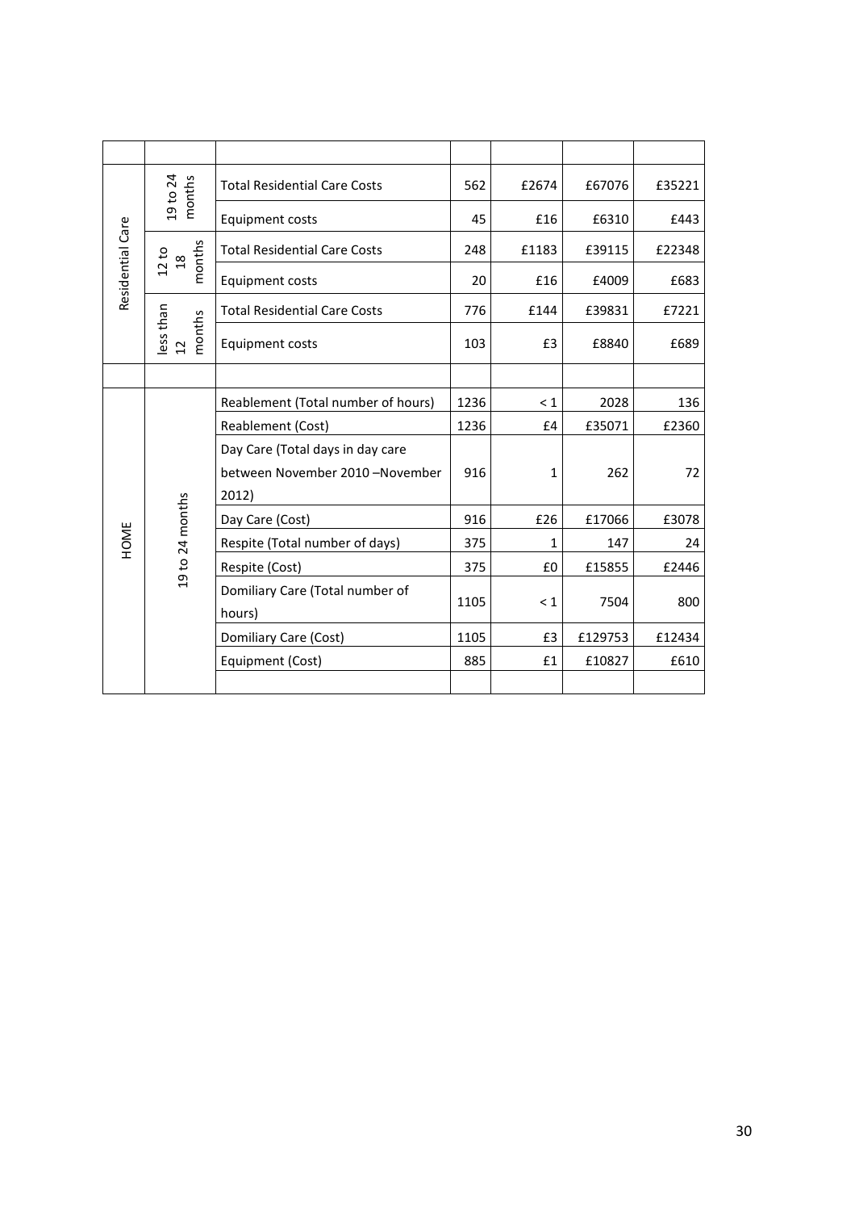| | | | | | | |
|---|---|---|---|---|---|---|
| Residential Care | 19 to 24 months | Total Residential Care Costs | 562 | £2674 | £67076 | £35221 |
| | | Equipment costs | 45 | £16 | £6310 | £443 |
| | 12 to 18 months | Total Residential Care Costs | 248 | £1183 | £39115 | £22348 |
| | | Equipment costs | 20 | £16 | £4009 | £683 |
| | less than 12 months | Total Residential Care Costs | 776 | £144 | £39831 | £7221 |
| | | Equipment costs | 103 | £3 | £8840 | £689 |
| | | | | | | |
| HOME | 19 to 24 months | Reablement (Total number of hours) | 1236 | < 1 | 2028 | 136 |
| | | Reablement (Cost) | 1236 | £4 | £35071 | £2360 |
| | | Day Care (Total days in day care between November 2010 –November 2012) | 916 | 1 | 262 | 72 |
| | | Day Care (Cost) | 916 | £26 | £17066 | £3078 |
| | | Respite (Total number of days) | 375 | 1 | 147 | 24 |
| | | Respite (Cost) | 375 | £0 | £15855 | £2446 |
| | | Domiliary Care (Total number of hours) | 1105 | < 1 | 7504 | 800 |
| | | Domiliary Care (Cost) | 1105 | £3 | £129753 | £12434 |
| | | Equipment (Cost) | 885 | £1 | £10827 | £610 |
| | | | | | | |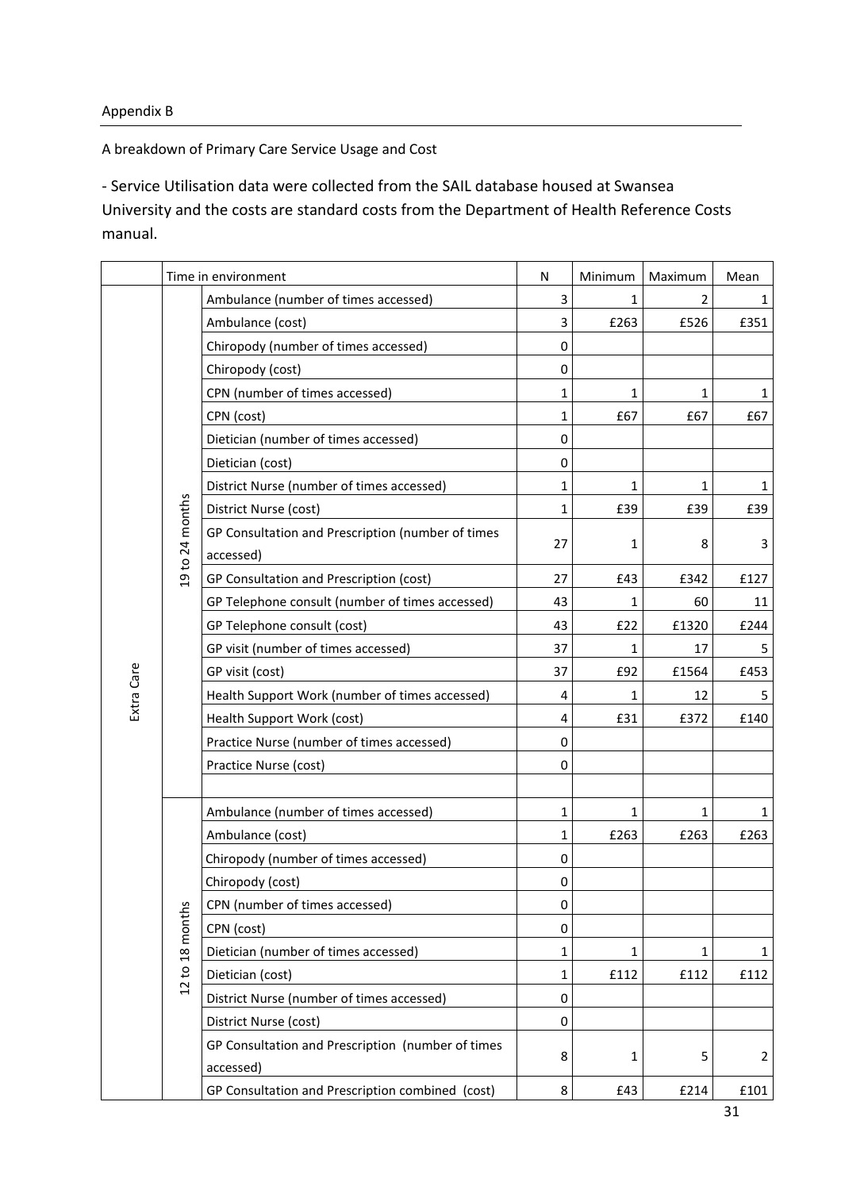Appendix B

A breakdown of Primary Care Service Usage and Cost

- Service Utilisation data were collected from the SAIL database housed at Swansea University and the costs are standard costs from the Department of Health Reference Costs manual.

| | Time in environment | | N | Minimum | Maximum | Mean |
|---|---|---|---|---|---|---|
| Extra Care | 19 to 24 months | Ambulance (number of times accessed) | 3 | 1 | 2 | 1 |
| | | Ambulance (cost) | 3 | £263 | £526 | £351 |
| | | Chiropody (number of times accessed) | 0 | | | |
| | | Chiropody (cost) | 0 | | | |
| | | CPN (number of times accessed) | 1 | 1 | 1 | 1 |
| | | CPN (cost) | 1 | £67 | £67 | £67 |
| | | Dietician (number of times accessed) | 0 | | | |
| | | Dietician (cost) | 0 | | | |
| | | District Nurse (number of times accessed) | 1 | 1 | 1 | 1 |
| | | District Nurse (cost) | 1 | £39 | £39 | £39 |
| | | GP Consultation and Prescription (number of times accessed) | 27 | 1 | 8 | 3 |
| | | GP Consultation and Prescription (cost) | 27 | £43 | £342 | £127 |
| | | GP Telephone consult (number of times accessed) | 43 | 1 | 60 | 11 |
| | | GP Telephone consult (cost) | 43 | £22 | £1320 | £244 |
| | | GP visit (number of times accessed) | 37 | 1 | 17 | 5 |
| | | GP visit (cost) | 37 | £92 | £1564 | £453 |
| | | Health Support Work (number of times accessed) | 4 | 1 | 12 | 5 |
| | | Health Support Work (cost) | 4 | £31 | £372 | £140 |
| | | Practice Nurse (number of times accessed) | 0 | | | |
| | | Practice Nurse (cost) | 0 | | | |
| | | | | | | |
| | 12 to 18 months | Ambulance (number of times accessed) | 1 | 1 | 1 | 1 |
| | | Ambulance (cost) | 1 | £263 | £263 | £263 |
| | | Chiropody (number of times accessed) | 0 | | | |
| | | Chiropody (cost) | 0 | | | |
| | | CPN (number of times accessed) | 0 | | | |
| | | CPN (cost) | 0 | | | |
| | | Dietician (number of times accessed) | 1 | 1 | 1 | 1 |
| | | Dietician (cost) | 1 | £112 | £112 | £112 |
| | | District Nurse (number of times accessed) | 0 | | | |
| | | District Nurse (cost) | 0 | | | |
| | | GP Consultation and Prescription (number of times accessed) | 8 | 1 | 5 | 2 |
| | | GP Consultation and Prescription combined (cost) | 8 | £43 | £214 | £101 |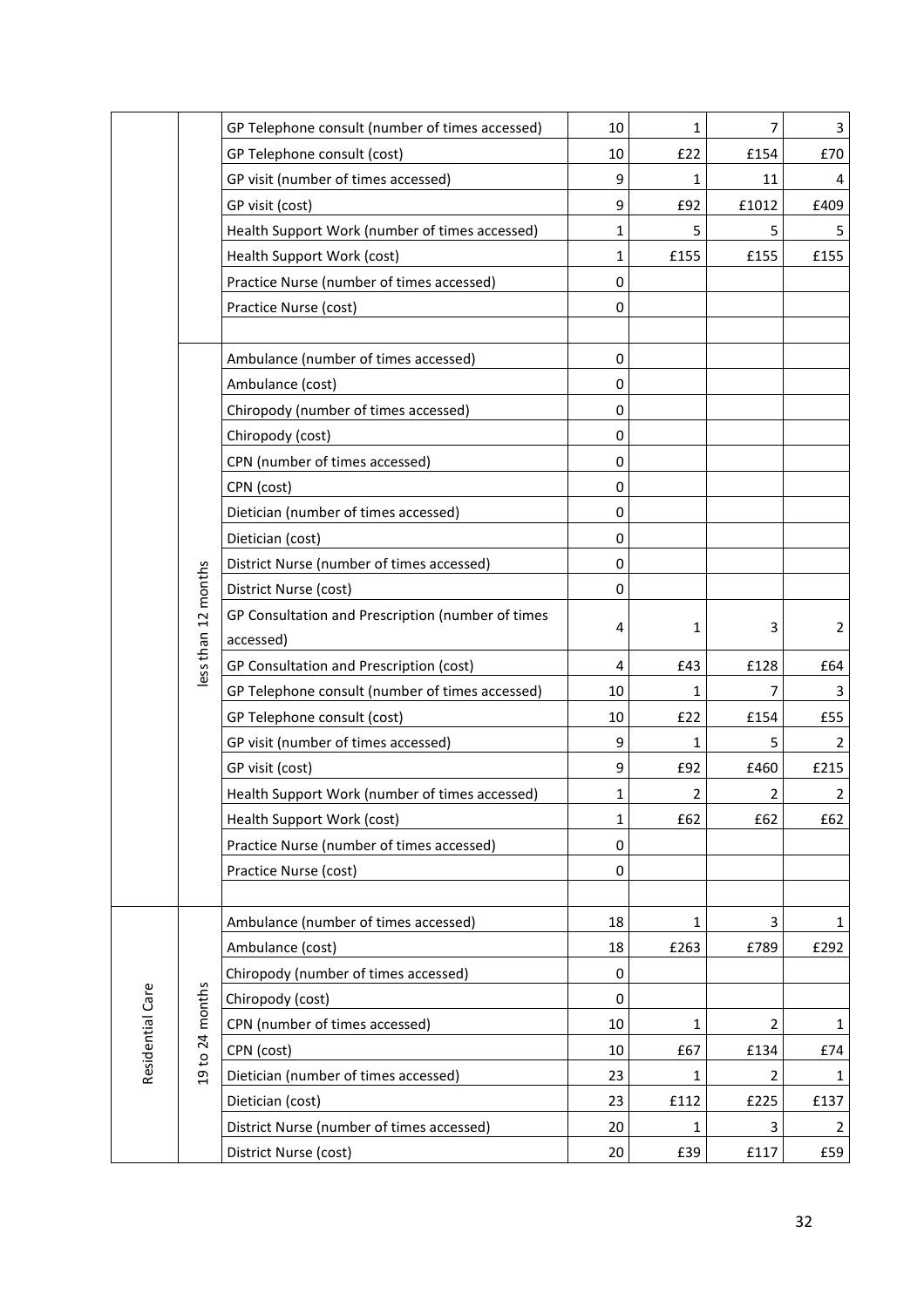| | | | | | | |
|---|---|---|---|---|---|---|
| | | GP Telephone consult (number of times accessed) | 10 | 1 | 7 | 3 |
| | | GP Telephone consult (cost) | 10 | £22 | £154 | £70 |
| | | GP visit (number of times accessed) | 9 | 1 | 11 | 4 |
| | | GP visit (cost) | 9 | £92 | £1012 | £409 |
| | | Health Support Work (number of times accessed) | 1 | 5 | 5 | 5 |
| | | Health Support Work (cost) | 1 | £155 | £155 | £155 |
| | | Practice Nurse (number of times accessed) | 0 | | | |
| | | Practice Nurse (cost) | 0 | | | |
| | | | | | | |
| | less than 12 months | Ambulance (number of times accessed) | 0 | | | |
| | | Ambulance (cost) | 0 | | | |
| | | Chiropody (number of times accessed) | 0 | | | |
| | | Chiropody (cost) | 0 | | | |
| | | CPN (number of times accessed) | 0 | | | |
| | | CPN (cost) | 0 | | | |
| | | Dietician (number of times accessed) | 0 | | | |
| | | Dietician (cost) | 0 | | | |
| | | District Nurse (number of times accessed) | 0 | | | |
| | | District Nurse (cost) | 0 | | | |
| | | GP Consultation and Prescription (number of times accessed) | 4 | 1 | 3 | 2 |
| | | GP Consultation and Prescription (cost) | 4 | £43 | £128 | £64 |
| | | GP Telephone consult (number of times accessed) | 10 | 1 | 7 | 3 |
| | | GP Telephone consult (cost) | 10 | £22 | £154 | £55 |
| | | GP visit (number of times accessed) | 9 | 1 | 5 | 2 |
| | | GP visit (cost) | 9 | £92 | £460 | £215 |
| | | Health Support Work (number of times accessed) | 1 | 2 | 2 | 2 |
| | | Health Support Work (cost) | 1 | £62 | £62 | £62 |
| | | Practice Nurse (number of times accessed) | 0 | | | |
| | | Practice Nurse (cost) | 0 | | | |
| | | | | | | |
| Residential Care | 19 to 24 months | Ambulance (number of times accessed) | 18 | 1 | 3 | 1 |
| | | Ambulance (cost) | 18 | £263 | £789 | £292 |
| | | Chiropody (number of times accessed) | 0 | | | |
| | | Chiropody (cost) | 0 | | | |
| | | CPN (number of times accessed) | 10 | 1 | 2 | 1 |
| | | CPN (cost) | 10 | £67 | £134 | £74 |
| | | Dietician (number of times accessed) | 23 | 1 | 2 | 1 |
| | | Dietician (cost) | 23 | £112 | £225 | £137 |
| | | District Nurse (number of times accessed) | 20 | 1 | 3 | 2 |
| | | District Nurse (cost) | 20 | £39 | £117 | £59 |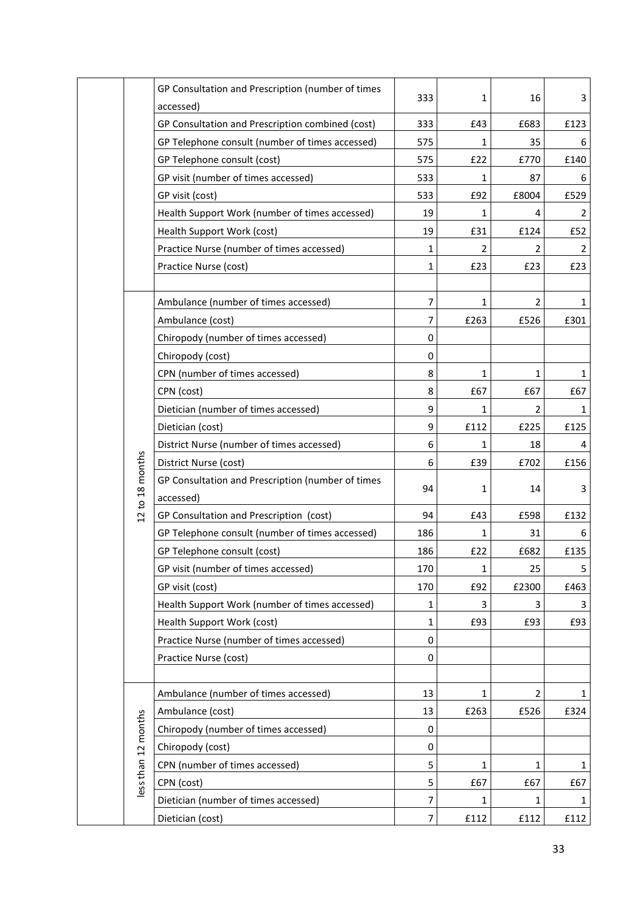| | | | | | | |
|---|---|---|---|---|---|---|
| | | GP Consultation and Prescription (number of times accessed) | 333 | 1 | 16 | 3 |
| | | GP Consultation and Prescription combined (cost) | 333 | £43 | £683 | £123 |
| | | GP Telephone consult (number of times accessed) | 575 | 1 | 35 | 6 |
| | | GP Telephone consult (cost) | 575 | £22 | £770 | £140 |
| | | GP visit (number of times accessed) | 533 | 1 | 87 | 6 |
| | | GP visit (cost) | 533 | £92 | £8004 | £529 |
| | | Health Support Work (number of times accessed) | 19 | 1 | 4 | 2 |
| | | Health Support Work (cost) | 19 | £31 | £124 | £52 |
| | | Practice Nurse (number of times accessed) | 1 | 2 | 2 | 2 |
| | | Practice Nurse (cost) | 1 | £23 | £23 | £23 |
| | | | | | | |
| | 12 to 18 months | Ambulance (number of times accessed) | 7 | 1 | 2 | 1 |
| | | Ambulance (cost) | 7 | £263 | £526 | £301 |
| | | Chiropody (number of times accessed) | 0 | | | |
| | | Chiropody (cost) | 0 | | | |
| | | CPN (number of times accessed) | 8 | 1 | 1 | 1 |
| | | CPN (cost) | 8 | £67 | £67 | £67 |
| | | Dietician (number of times accessed) | 9 | 1 | 2 | 1 |
| | | Dietician (cost) | 9 | £112 | £225 | £125 |
| | | District Nurse (number of times accessed) | 6 | 1 | 18 | 4 |
| | | District Nurse (cost) | 6 | £39 | £702 | £156 |
| | | GP Consultation and Prescription (number of times accessed) | 94 | 1 | 14 | 3 |
| | | GP Consultation and Prescription (cost) | 94 | £43 | £598 | £132 |
| | | GP Telephone consult (number of times accessed) | 186 | 1 | 31 | 6 |
| | | GP Telephone consult (cost) | 186 | £22 | £682 | £135 |
| | | GP visit (number of times accessed) | 170 | 1 | 25 | 5 |
| | | GP visit (cost) | 170 | £92 | £2300 | £463 |
| | | Health Support Work (number of times accessed) | 1 | 3 | 3 | 3 |
| | | Health Support Work (cost) | 1 | £93 | £93 | £93 |
| | | Practice Nurse (number of times accessed) | 0 | | | |
| | | Practice Nurse (cost) | 0 | | | |
| | | | | | | |
| | less than 12 months | Ambulance (number of times accessed) | 13 | 1 | 2 | 1 |
| | | Ambulance (cost) | 13 | £263 | £526 | £324 |
| | | Chiropody (number of times accessed) | 0 | | | |
| | | Chiropody (cost) | 0 | | | |
| | | CPN (number of times accessed) | 5 | 1 | 1 | 1 |
| | | CPN (cost) | 5 | £67 | £67 | £67 |
| | | Dietician (number of times accessed) | 7 | 1 | 1 | 1 |
| | | Dietician (cost) | 7 | £112 | £112 | £112 |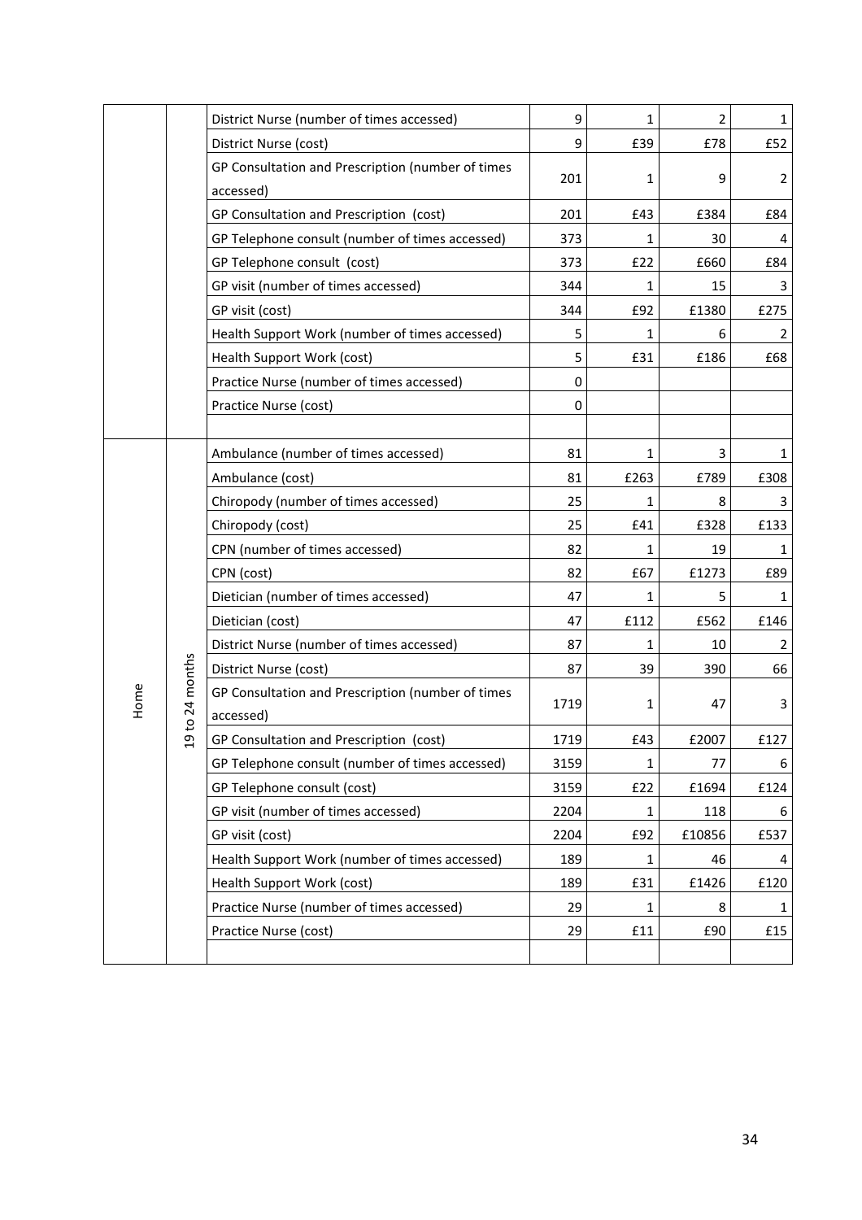| | | | | | | |
|---|---|---|---|---|---|---|
| | | District Nurse (number of times accessed) | 9 | 1 | 2 | 1 |
| | | District Nurse (cost) | 9 | £39 | £78 | £52 |
| | | GP Consultation and Prescription (number of times accessed) | 201 | 1 | 9 | 2 |
| | | GP Consultation and Prescription (cost) | 201 | £43 | £384 | £84 |
| | | GP Telephone consult (number of times accessed) | 373 | 1 | 30 | 4 |
| | | GP Telephone consult (cost) | 373 | £22 | £660 | £84 |
| | | GP visit (number of times accessed) | 344 | 1 | 15 | 3 |
| | | GP visit (cost) | 344 | £92 | £1380 | £275 |
| | | Health Support Work (number of times accessed) | 5 | 1 | 6 | 2 |
| | | Health Support Work (cost) | 5 | £31 | £186 | £68 |
| | | Practice Nurse (number of times accessed) | 0 | | | |
| | | Practice Nurse (cost) | 0 | | | |
| | | | | | | |
| Home | 19 to 24 months | Ambulance (number of times accessed) | 81 | 1 | 3 | 1 |
| | | Ambulance (cost) | 81 | £263 | £789 | £308 |
| | | Chiropody (number of times accessed) | 25 | 1 | 8 | 3 |
| | | Chiropody (cost) | 25 | £41 | £328 | £133 |
| | | CPN (number of times accessed) | 82 | 1 | 19 | 1 |
| | | CPN (cost) | 82 | £67 | £1273 | £89 |
| | | Dietician (number of times accessed) | 47 | 1 | 5 | 1 |
| | | Dietician (cost) | 47 | £112 | £562 | £146 |
| | | District Nurse (number of times accessed) | 87 | 1 | 10 | 2 |
| | | District Nurse (cost) | 87 | 39 | 390 | 66 |
| | | GP Consultation and Prescription (number of times accessed) | 1719 | 1 | 47 | 3 |
| | | GP Consultation and Prescription (cost) | 1719 | £43 | £2007 | £127 |
| | | GP Telephone consult (number of times accessed) | 3159 | 1 | 77 | 6 |
| | | GP Telephone consult (cost) | 3159 | £22 | £1694 | £124 |
| | | GP visit (number of times accessed) | 2204 | 1 | 118 | 6 |
| | | GP visit (cost) | 2204 | £92 | £10856 | £537 |
| | | Health Support Work (number of times accessed) | 189 | 1 | 46 | 4 |
| | | Health Support Work (cost) | 189 | £31 | £1426 | £120 |
| | | Practice Nurse (number of times accessed) | 29 | 1 | 8 | 1 |
| | | Practice Nurse (cost) | 29 | £11 | £90 | £15 |
| | | | | | | |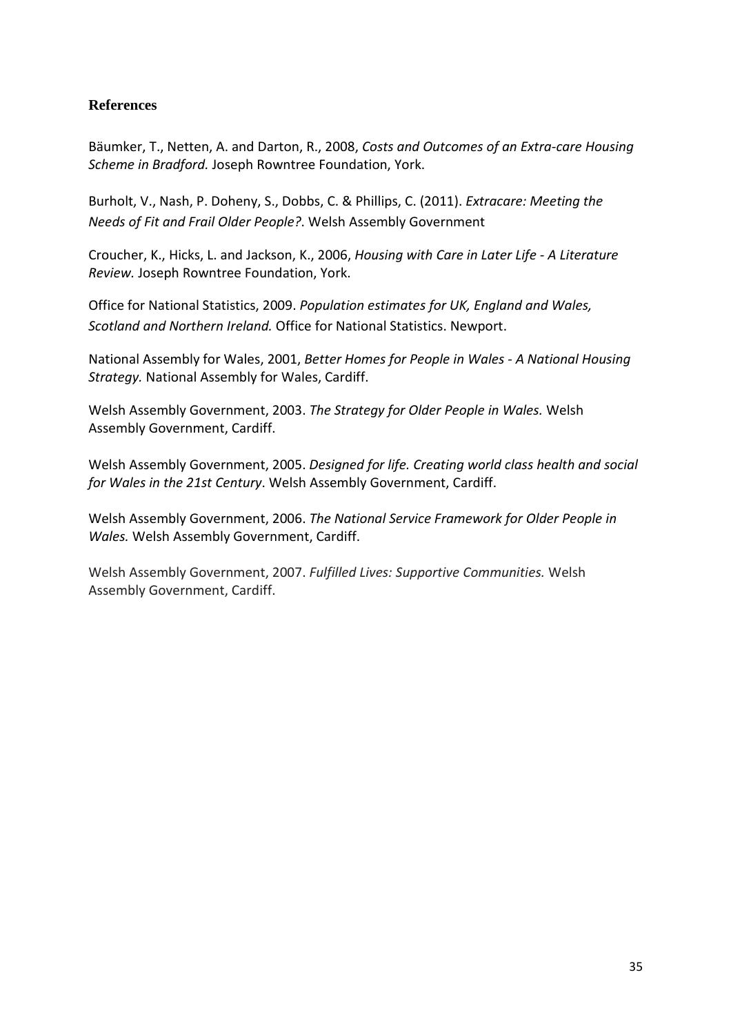## References

Bäumker, T., Netten, A. and Darton, R., 2008, *Costs and Outcomes of an Extra-care Housing Scheme in Bradford.* Joseph Rowntree Foundation, York.

Burholt, V., Nash, P. Doheny, S., Dobbs, C. & Phillips, C. (2011). *Extracare: Meeting the Needs of Fit and Frail Older People?*. Welsh Assembly Government

Croucher, K., Hicks, L. and Jackson, K., 2006, *Housing with Care in Later Life - A Literature Review.* Joseph Rowntree Foundation, York.

Office for National Statistics, 2009. *Population estimates for UK, England and Wales, Scotland and Northern Ireland.* Office for National Statistics. Newport.

National Assembly for Wales, 2001, *Better Homes for People in Wales - A National Housing Strategy.* National Assembly for Wales, Cardiff.

Welsh Assembly Government, 2003. *The Strategy for Older People in Wales.* Welsh Assembly Government, Cardiff.

Welsh Assembly Government, 2005. *Designed for life. Creating world class health and social for Wales in the 21st Century*. Welsh Assembly Government, Cardiff.

Welsh Assembly Government, 2006. *The National Service Framework for Older People in Wales.* Welsh Assembly Government, Cardiff.

Welsh Assembly Government, 2007. *Fulfilled Lives: Supportive Communities.* Welsh Assembly Government, Cardiff.